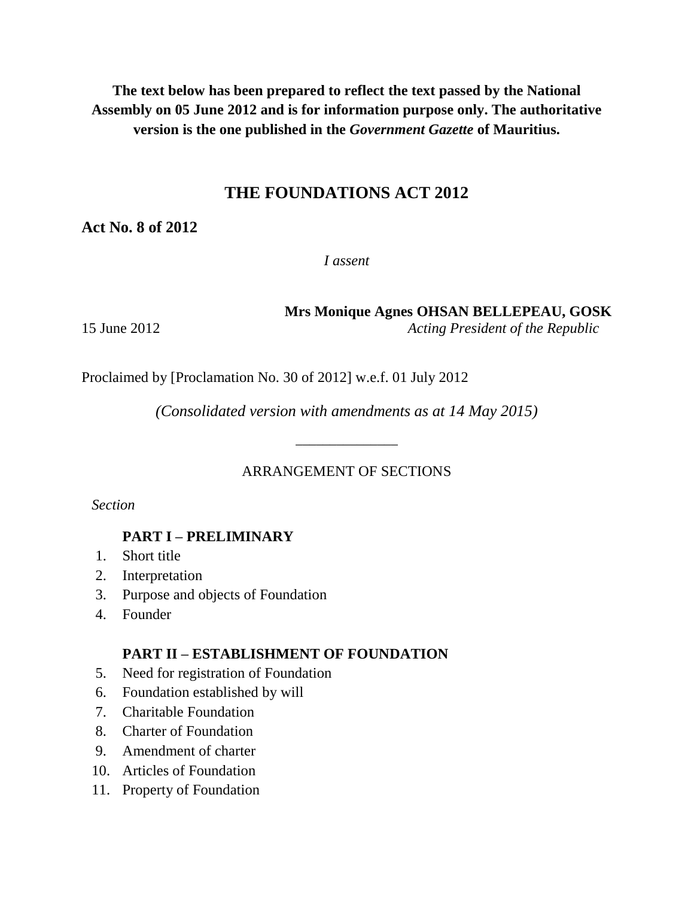**The text below has been prepared to reflect the text passed by the National Assembly on 05 June 2012 and is for information purpose only. The authoritative version is the one published in the *Government Gazette* of Mauritius.**

# THE FOUNDATIONS ACT 2012

## Act No. 8 of 2012

*I assent*

**Mrs Monique Agnes OHSAN BELLEPEAU, GOSK**

15 June 2012 *Acting President of the Republic*

Proclaimed by [Proclamation No. 30 of 2012] w.e.f. 01 July 2012

*(Consolidated version with amendments as at 14 May 2015)*

_____________

ARRANGEMENT OF SECTIONS

*Section*

**PART I – PRELIMINARY**

1. Short title
2. Interpretation
3. Purpose and objects of Foundation
4. Founder

**PART II – ESTABLISHMENT OF FOUNDATION**

5. Need for registration of Foundation
6. Foundation established by will
7. Charitable Foundation
8. Charter of Foundation
9. Amendment of charter
10. Articles of Foundation
11. Property of Foundation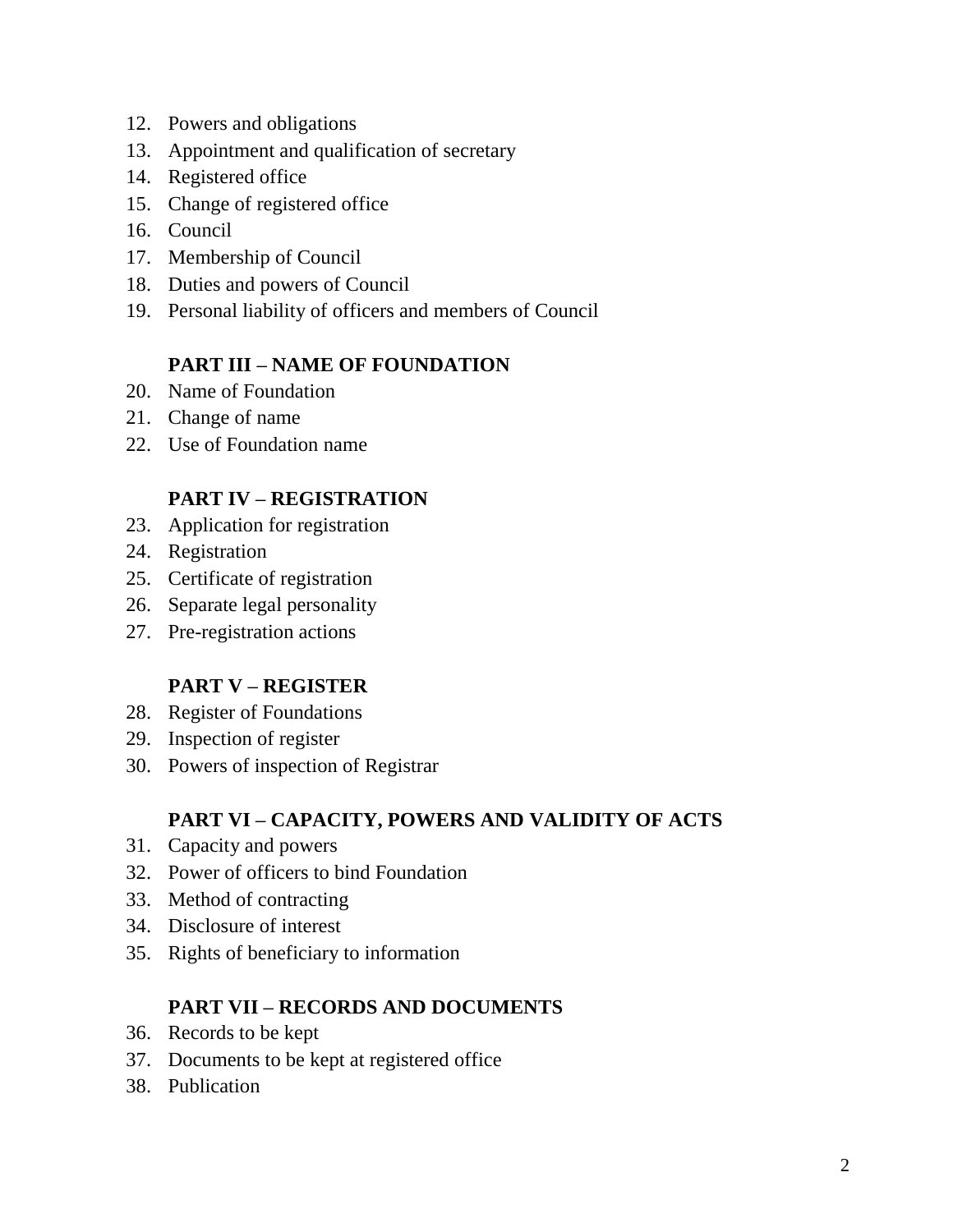12. Powers and obligations
13. Appointment and qualification of secretary
14. Registered office
15. Change of registered office
16. Council
17. Membership of Council
18. Duties and powers of Council
19. Personal liability of officers and members of Council

**PART III – NAME OF FOUNDATION**

20. Name of Foundation
21. Change of name
22. Use of Foundation name

**PART IV – REGISTRATION**

23. Application for registration
24. Registration
25. Certificate of registration
26. Separate legal personality
27. Pre-registration actions

**PART V – REGISTER**

28. Register of Foundations
29. Inspection of register
30. Powers of inspection of Registrar

**PART VI – CAPACITY, POWERS AND VALIDITY OF ACTS**

31. Capacity and powers
32. Power of officers to bind Foundation
33. Method of contracting
34. Disclosure of interest
35. Rights of beneficiary to information

**PART VII – RECORDS AND DOCUMENTS**

36. Records to be kept
37. Documents to be kept at registered office
38. Publication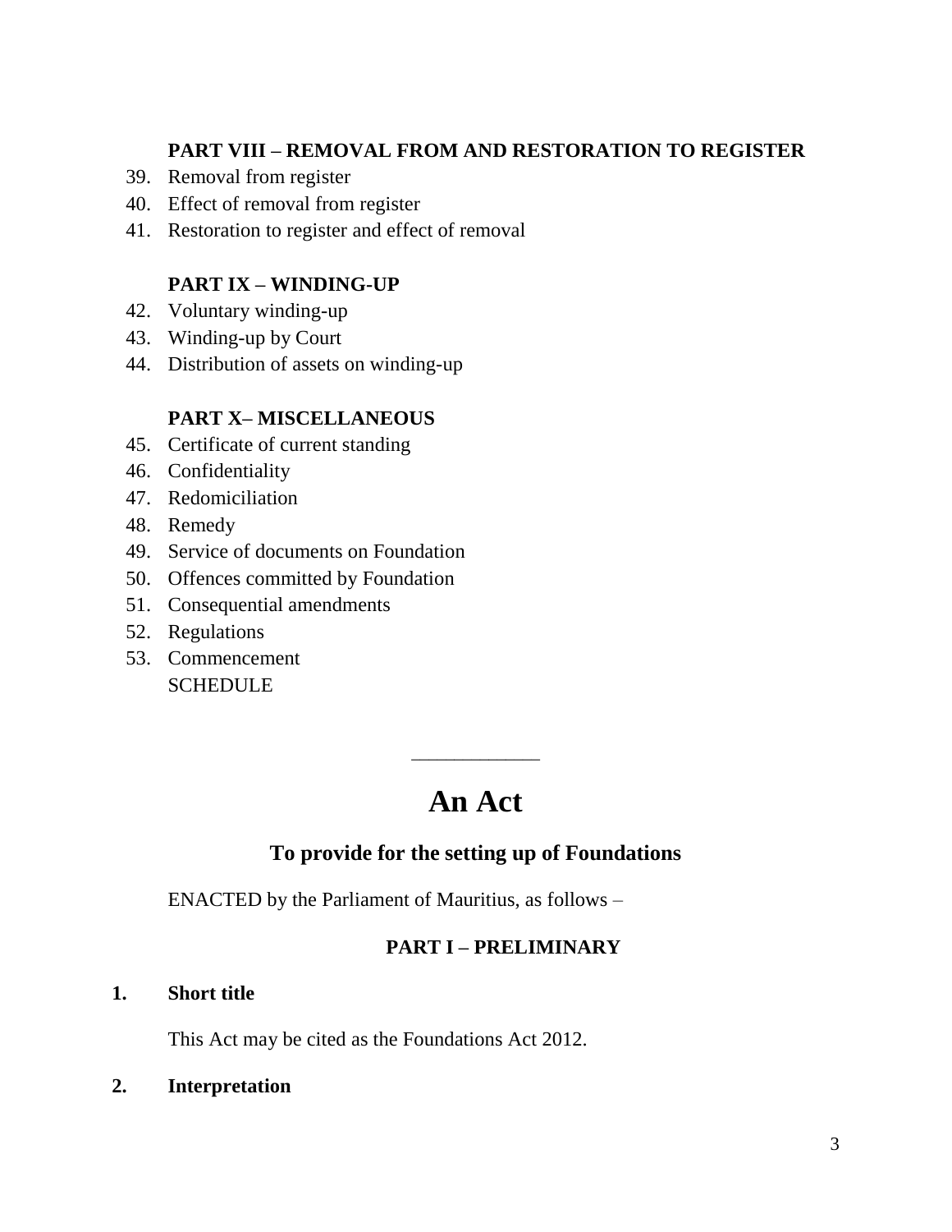**PART VIII – REMOVAL FROM AND RESTORATION TO REGISTER**

39. Removal from register
40. Effect of removal from register
41. Restoration to register and effect of removal

**PART IX – WINDING-UP**

42. Voluntary winding-up
43. Winding-up by Court
44. Distribution of assets on winding-up

**PART X– MISCELLANEOUS**

45. Certificate of current standing
46. Confidentiality
47. Redomiciliation
48. Remedy
49. Service of documents on Foundation
50. Offences committed by Foundation
51. Consequential amendments
52. Regulations
53. Commencement

SCHEDULE

---

# An Act

## To provide for the setting up of Foundations

ENACTED by the Parliament of Mauritius, as follows –

### PART I – PRELIMINARY

**1. Short title**

This Act may be cited as the Foundations Act 2012.

**2. Interpretation**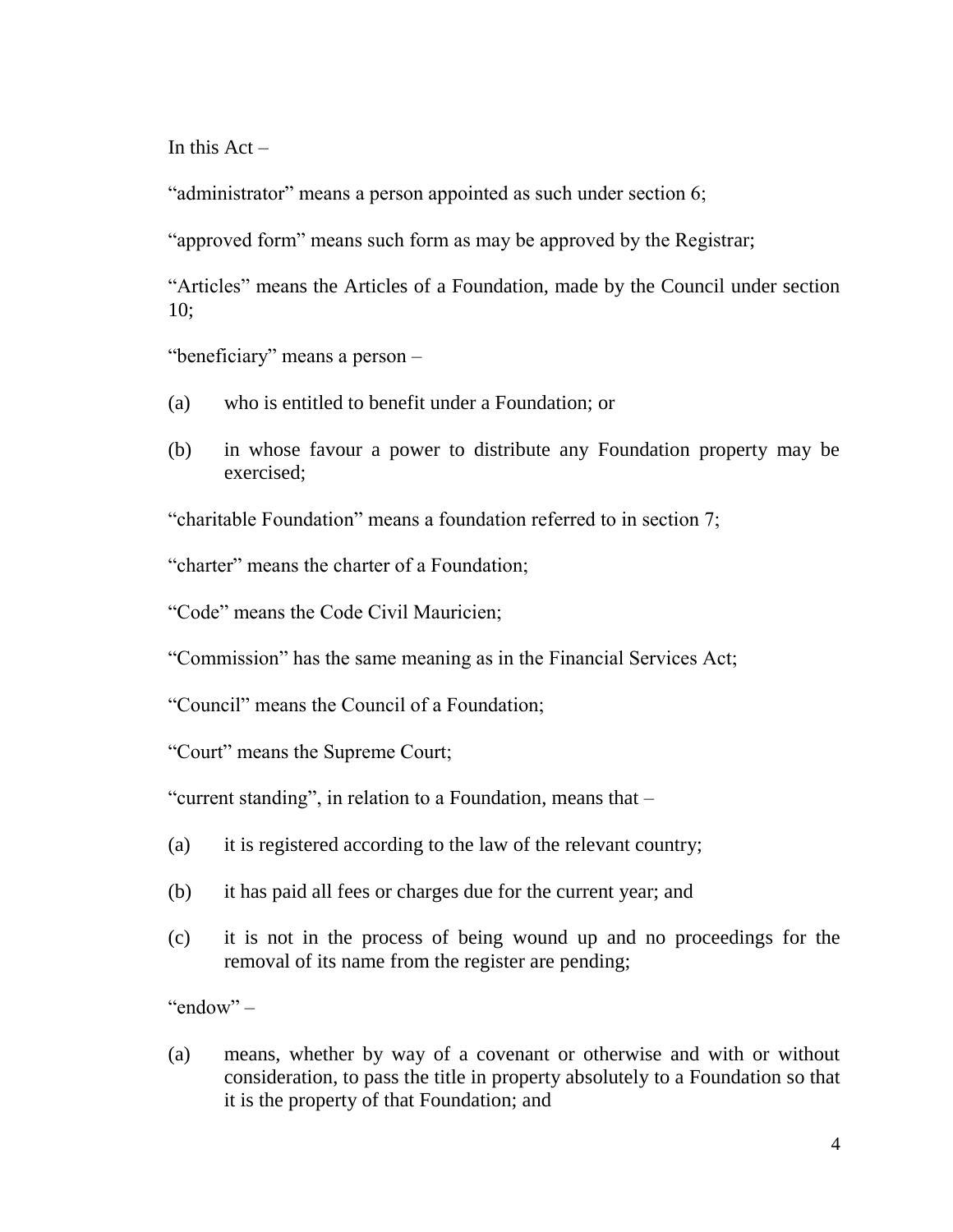In this Act –

"administrator" means a person appointed as such under section 6;

"approved form" means such form as may be approved by the Registrar;

"Articles" means the Articles of a Foundation, made by the Council under section 10;

"beneficiary" means a person –

(a) who is entitled to benefit under a Foundation; or

(b) in whose favour a power to distribute any Foundation property may be exercised;

"charitable Foundation" means a foundation referred to in section 7;

"charter" means the charter of a Foundation;

"Code" means the Code Civil Mauricien;

"Commission" has the same meaning as in the Financial Services Act;

"Council" means the Council of a Foundation;

"Court" means the Supreme Court;

"current standing", in relation to a Foundation, means that –

(a) it is registered according to the law of the relevant country;

(b) it has paid all fees or charges due for the current year; and

(c) it is not in the process of being wound up and no proceedings for the removal of its name from the register are pending;

"endow" –

(a) means, whether by way of a covenant or otherwise and with or without consideration, to pass the title in property absolutely to a Foundation so that it is the property of that Foundation; and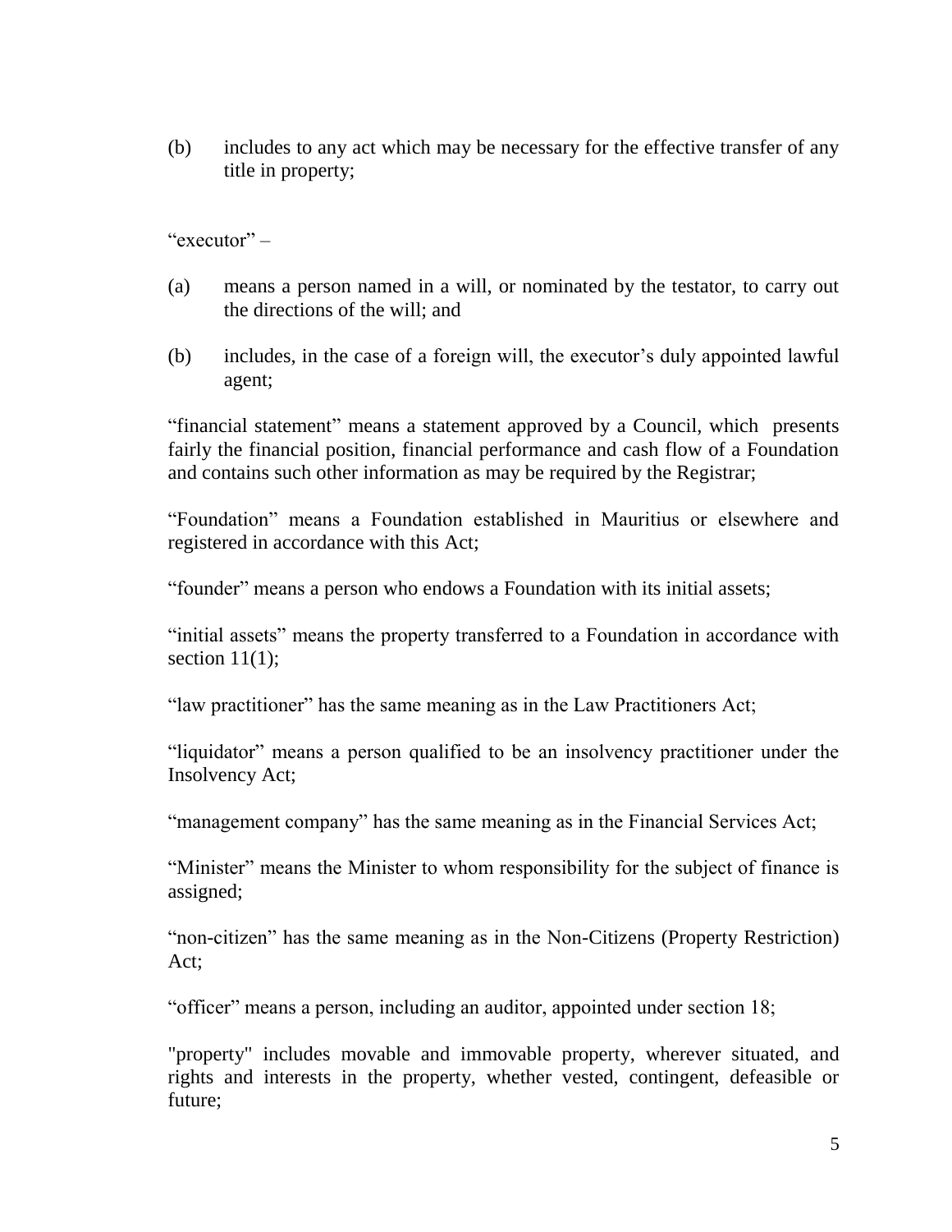(b) includes to any act which may be necessary for the effective transfer of any title in property;

"executor" –

(a) means a person named in a will, or nominated by the testator, to carry out the directions of the will; and

(b) includes, in the case of a foreign will, the executor's duly appointed lawful agent;

"financial statement" means a statement approved by a Council, which presents fairly the financial position, financial performance and cash flow of a Foundation and contains such other information as may be required by the Registrar;

"Foundation" means a Foundation established in Mauritius or elsewhere and registered in accordance with this Act;

"founder" means a person who endows a Foundation with its initial assets;

"initial assets" means the property transferred to a Foundation in accordance with section 11(1);

"law practitioner" has the same meaning as in the Law Practitioners Act;

"liquidator" means a person qualified to be an insolvency practitioner under the Insolvency Act;

"management company" has the same meaning as in the Financial Services Act;

"Minister" means the Minister to whom responsibility for the subject of finance is assigned;

"non-citizen" has the same meaning as in the Non-Citizens (Property Restriction) Act;

"officer" means a person, including an auditor, appointed under section 18;

"property" includes movable and immovable property, wherever situated, and rights and interests in the property, whether vested, contingent, defeasible or future;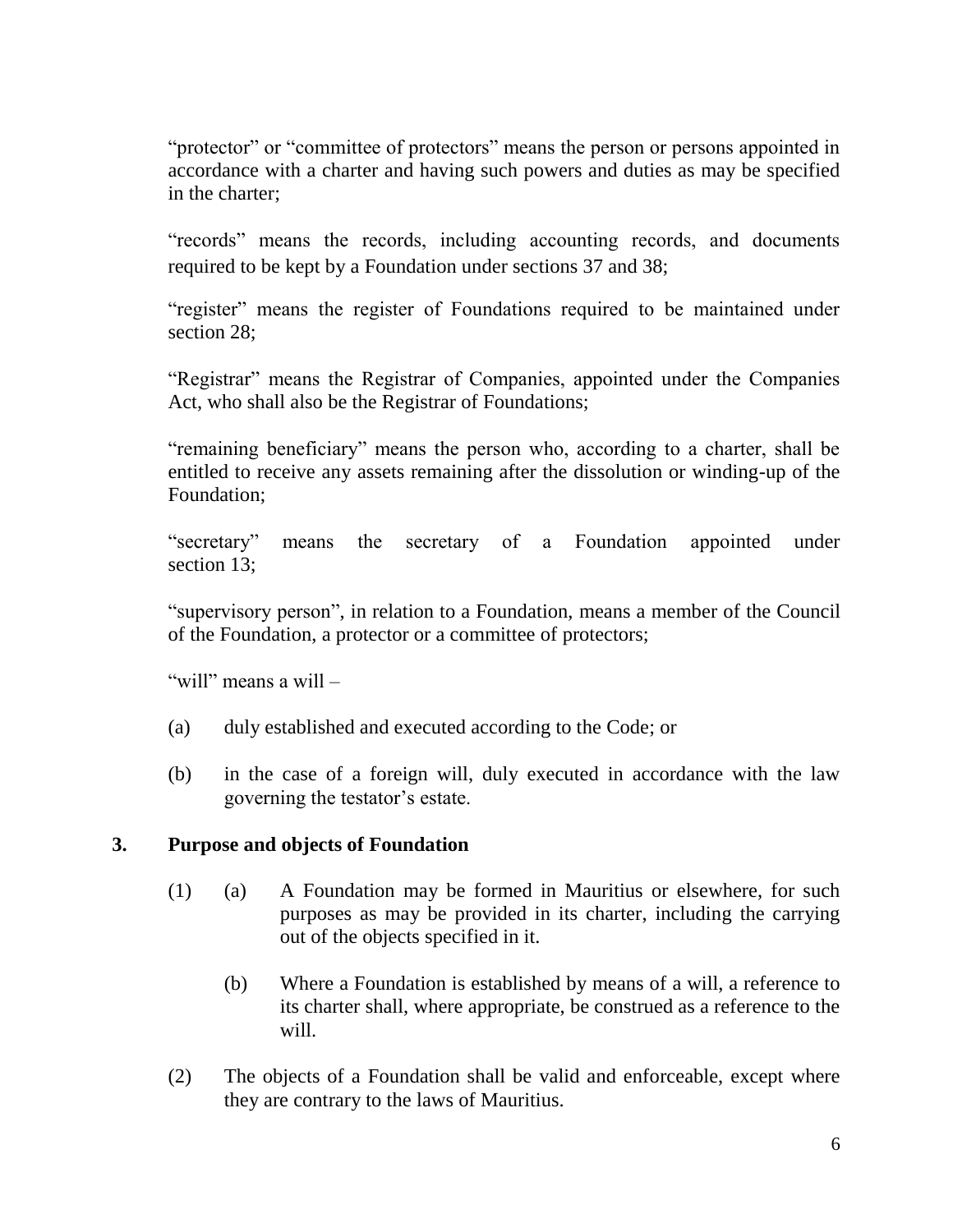"protector" or "committee of protectors" means the person or persons appointed in accordance with a charter and having such powers and duties as may be specified in the charter;

"records" means the records, including accounting records, and documents required to be kept by a Foundation under sections 37 and 38;

"register" means the register of Foundations required to be maintained under section 28;

"Registrar" means the Registrar of Companies, appointed under the Companies Act, who shall also be the Registrar of Foundations;

"remaining beneficiary" means the person who, according to a charter, shall be entitled to receive any assets remaining after the dissolution or winding-up of the Foundation;

"secretary" means the secretary of a Foundation appointed under section 13;

"supervisory person", in relation to a Foundation, means a member of the Council of the Foundation, a protector or a committee of protectors;

"will" means a will –

(a) duly established and executed according to the Code; or

(b) in the case of a foreign will, duly executed in accordance with the law governing the testator's estate.

### 3. Purpose and objects of Foundation

(1) (a) A Foundation may be formed in Mauritius or elsewhere, for such purposes as may be provided in its charter, including the carrying out of the objects specified in it.

(b) Where a Foundation is established by means of a will, a reference to its charter shall, where appropriate, be construed as a reference to the will.

(2) The objects of a Foundation shall be valid and enforceable, except where they are contrary to the laws of Mauritius.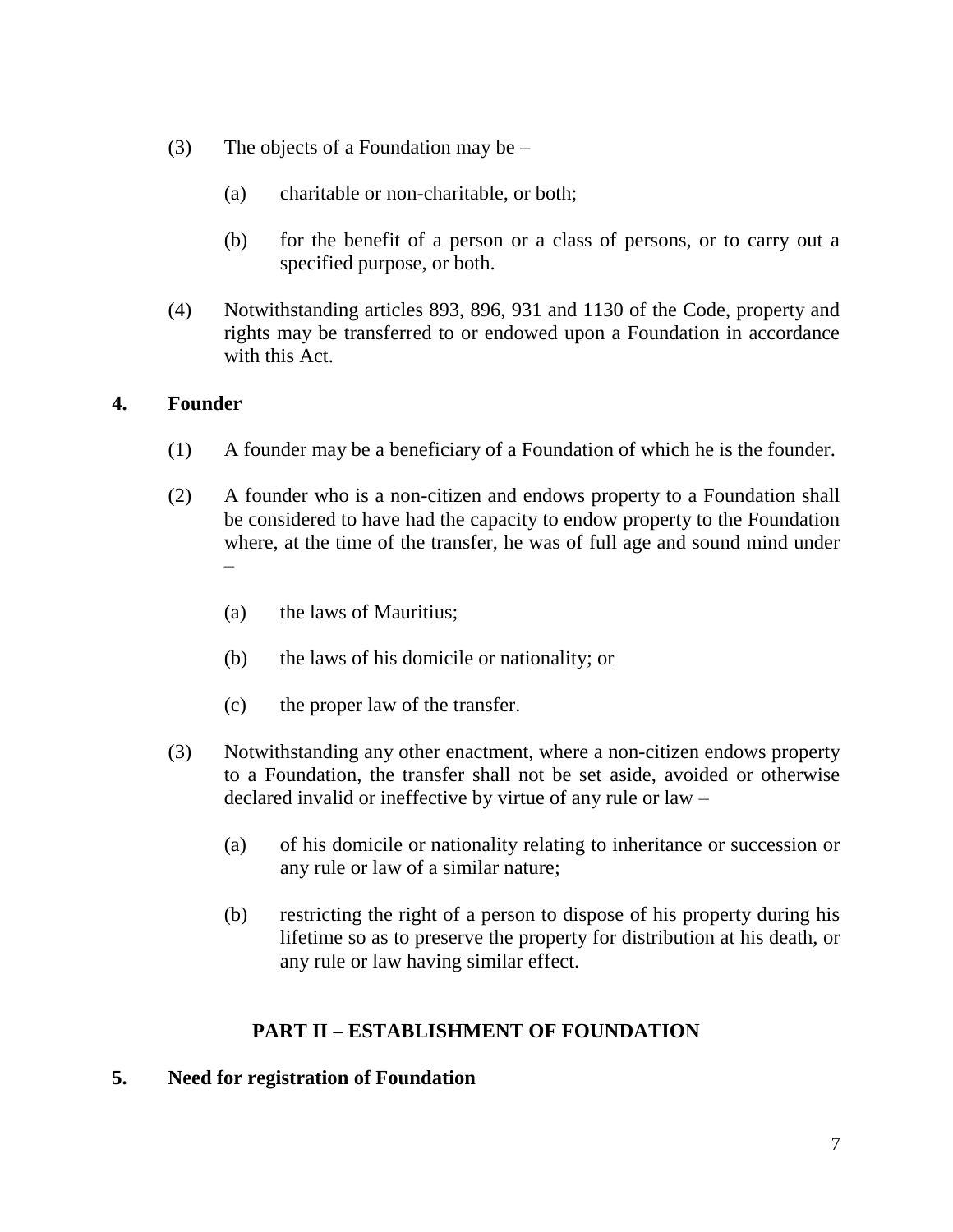(3) The objects of a Foundation may be –

  (a) charitable or non-charitable, or both;

  (b) for the benefit of a person or a class of persons, or to carry out a specified purpose, or both.

(4) Notwithstanding articles 893, 896, 931 and 1130 of the Code, property and rights may be transferred to or endowed upon a Foundation in accordance with this Act.

### 4. Founder

(1) A founder may be a beneficiary of a Foundation of which he is the founder.

(2) A founder who is a non-citizen and endows property to a Foundation shall be considered to have had the capacity to endow property to the Foundation where, at the time of the transfer, he was of full age and sound mind under –

  (a) the laws of Mauritius;

  (b) the laws of his domicile or nationality; or

  (c) the proper law of the transfer.

(3) Notwithstanding any other enactment, where a non-citizen endows property to a Foundation, the transfer shall not be set aside, avoided or otherwise declared invalid or ineffective by virtue of any rule or law –

  (a) of his domicile or nationality relating to inheritance or succession or any rule or law of a similar nature;

  (b) restricting the right of a person to dispose of his property during his lifetime so as to preserve the property for distribution at his death, or any rule or law having similar effect.

## PART II – ESTABLISHMENT OF FOUNDATION

### 5. Need for registration of Foundation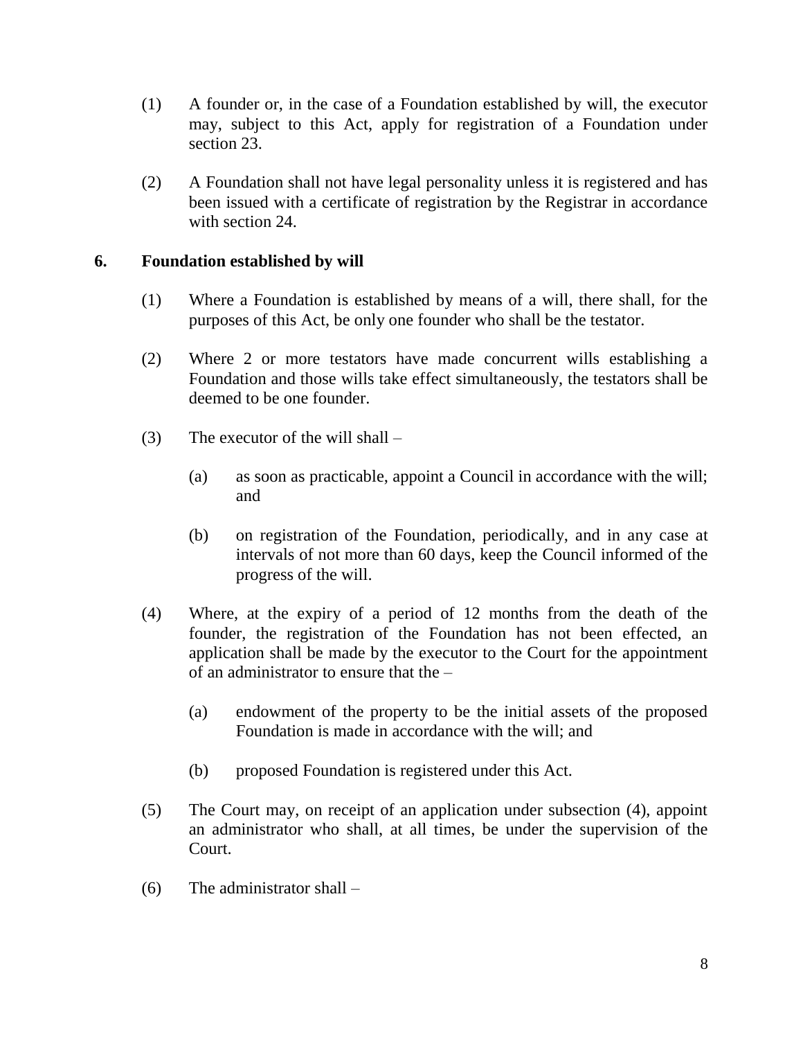(1) A founder or, in the case of a Foundation established by will, the executor may, subject to this Act, apply for registration of a Foundation under section 23.

(2) A Foundation shall not have legal personality unless it is registered and has been issued with a certificate of registration by the Registrar in accordance with section 24.

### 6. Foundation established by will

(1) Where a Foundation is established by means of a will, there shall, for the purposes of this Act, be only one founder who shall be the testator.

(2) Where 2 or more testators have made concurrent wills establishing a Foundation and those wills take effect simultaneously, the testators shall be deemed to be one founder.

(3) The executor of the will shall –

(a) as soon as practicable, appoint a Council in accordance with the will; and

(b) on registration of the Foundation, periodically, and in any case at intervals of not more than 60 days, keep the Council informed of the progress of the will.

(4) Where, at the expiry of a period of 12 months from the death of the founder, the registration of the Foundation has not been effected, an application shall be made by the executor to the Court for the appointment of an administrator to ensure that the –

(a) endowment of the property to be the initial assets of the proposed Foundation is made in accordance with the will; and

(b) proposed Foundation is registered under this Act.

(5) The Court may, on receipt of an application under subsection (4), appoint an administrator who shall, at all times, be under the supervision of the Court.

(6) The administrator shall –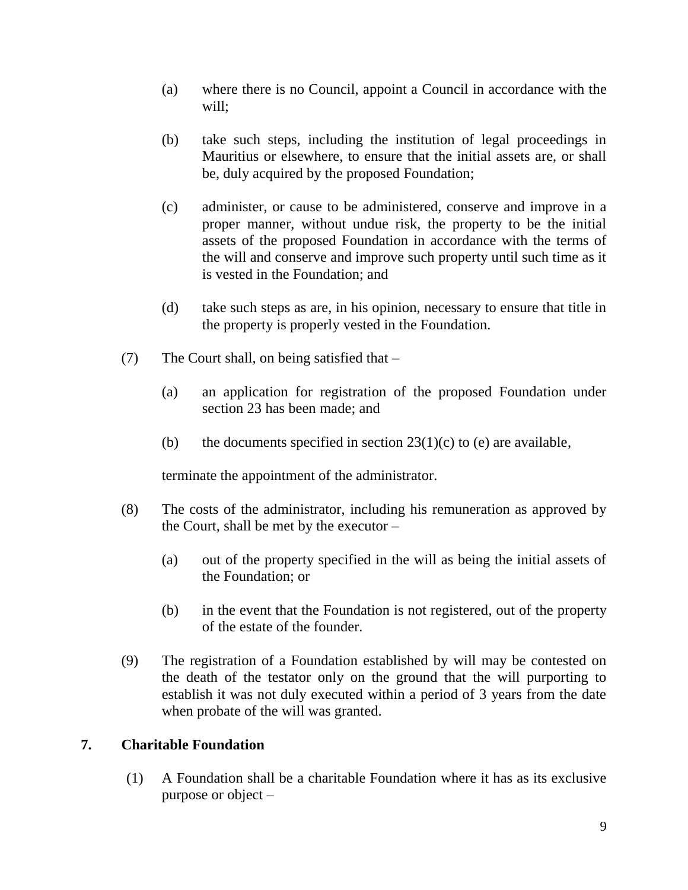(a) where there is no Council, appoint a Council in accordance with the will;

(b) take such steps, including the institution of legal proceedings in Mauritius or elsewhere, to ensure that the initial assets are, or shall be, duly acquired by the proposed Foundation;

(c) administer, or cause to be administered, conserve and improve in a proper manner, without undue risk, the property to be the initial assets of the proposed Foundation in accordance with the terms of the will and conserve and improve such property until such time as it is vested in the Foundation; and

(d) take such steps as are, in his opinion, necessary to ensure that title in the property is properly vested in the Foundation.

(7) The Court shall, on being satisfied that –

(a) an application for registration of the proposed Foundation under section 23 has been made; and

(b) the documents specified in section 23(1)(c) to (e) are available,

terminate the appointment of the administrator.

(8) The costs of the administrator, including his remuneration as approved by the Court, shall be met by the executor –

(a) out of the property specified in the will as being the initial assets of the Foundation; or

(b) in the event that the Foundation is not registered, out of the property of the estate of the founder.

(9) The registration of a Foundation established by will may be contested on the death of the testator only on the ground that the will purporting to establish it was not duly executed within a period of 3 years from the date when probate of the will was granted.

## 7. Charitable Foundation

(1) A Foundation shall be a charitable Foundation where it has as its exclusive purpose or object –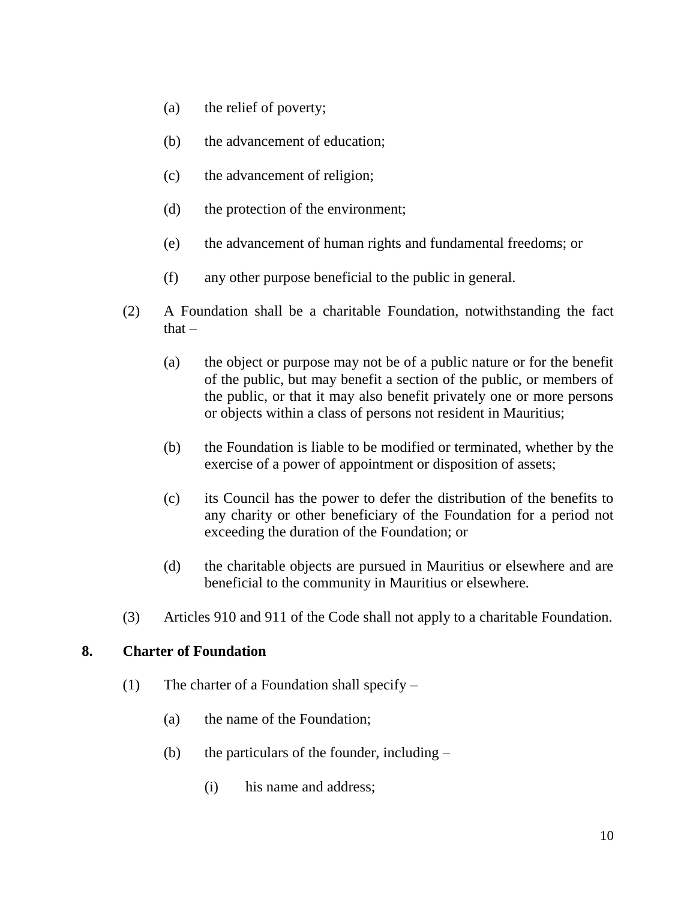(a) the relief of poverty;

(b) the advancement of education;

(c) the advancement of religion;

(d) the protection of the environment;

(e) the advancement of human rights and fundamental freedoms; or

(f) any other purpose beneficial to the public in general.

(2) A Foundation shall be a charitable Foundation, notwithstanding the fact that –

(a) the object or purpose may not be of a public nature or for the benefit of the public, but may benefit a section of the public, or members of the public, or that it may also benefit privately one or more persons or objects within a class of persons not resident in Mauritius;

(b) the Foundation is liable to be modified or terminated, whether by the exercise of a power of appointment or disposition of assets;

(c) its Council has the power to defer the distribution of the benefits to any charity or other beneficiary of the Foundation for a period not exceeding the duration of the Foundation; or

(d) the charitable objects are pursued in Mauritius or elsewhere and are beneficial to the community in Mauritius or elsewhere.

(3) Articles 910 and 911 of the Code shall not apply to a charitable Foundation.

**8. Charter of Foundation**

(1) The charter of a Foundation shall specify –

(a) the name of the Foundation;

(b) the particulars of the founder, including –

(i) his name and address;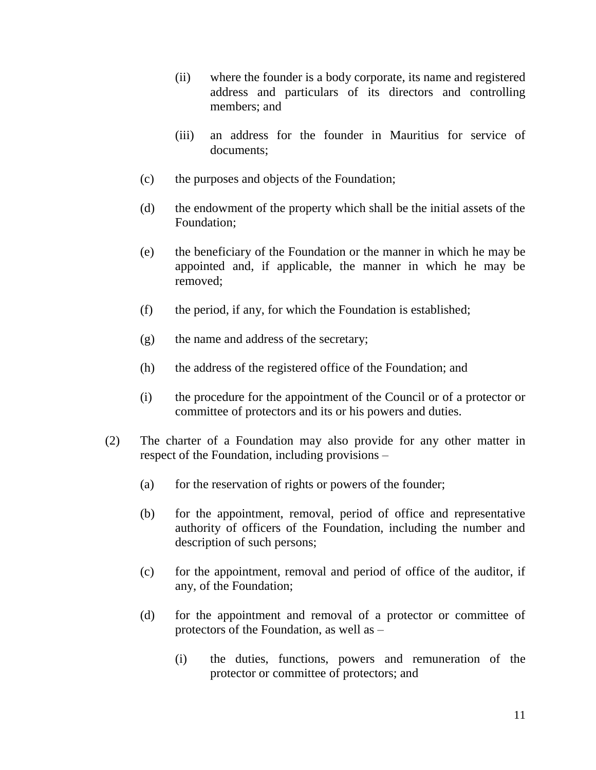(ii) where the founder is a body corporate, its name and registered address and particulars of its directors and controlling members; and

(iii) an address for the founder in Mauritius for service of documents;

(c) the purposes and objects of the Foundation;

(d) the endowment of the property which shall be the initial assets of the Foundation;

(e) the beneficiary of the Foundation or the manner in which he may be appointed and, if applicable, the manner in which he may be removed;

(f) the period, if any, for which the Foundation is established;

(g) the name and address of the secretary;

(h) the address of the registered office of the Foundation; and

(i) the procedure for the appointment of the Council or of a protector or committee of protectors and its or his powers and duties.

(2) The charter of a Foundation may also provide for any other matter in respect of the Foundation, including provisions –

(a) for the reservation of rights or powers of the founder;

(b) for the appointment, removal, period of office and representative authority of officers of the Foundation, including the number and description of such persons;

(c) for the appointment, removal and period of office of the auditor, if any, of the Foundation;

(d) for the appointment and removal of a protector or committee of protectors of the Foundation, as well as –

(i) the duties, functions, powers and remuneration of the protector or committee of protectors; and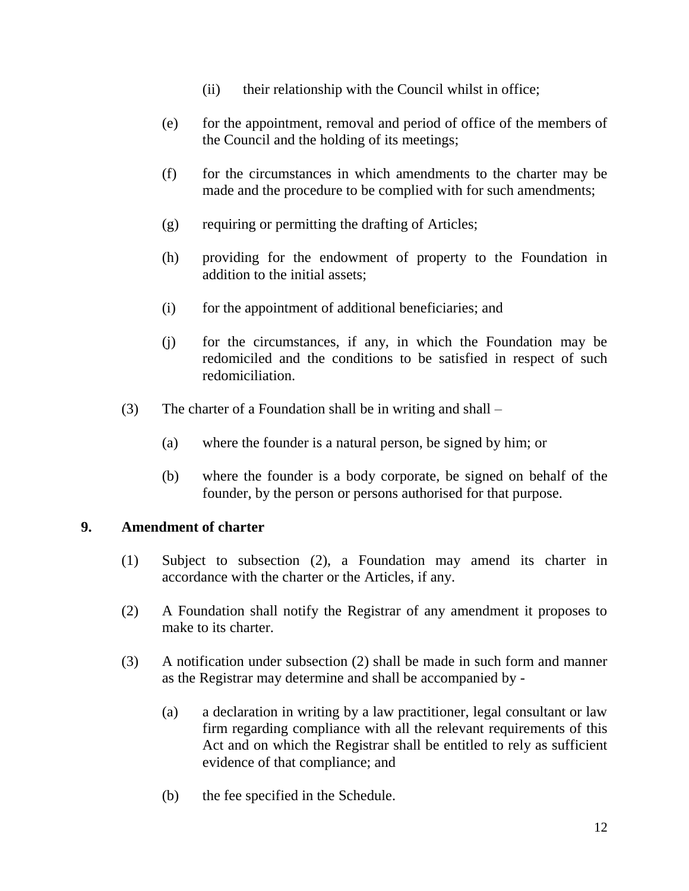(ii) their relationship with the Council whilst in office;

(e) for the appointment, removal and period of office of the members of the Council and the holding of its meetings;

(f) for the circumstances in which amendments to the charter may be made and the procedure to be complied with for such amendments;

(g) requiring or permitting the drafting of Articles;

(h) providing for the endowment of property to the Foundation in addition to the initial assets;

(i) for the appointment of additional beneficiaries; and

(j) for the circumstances, if any, in which the Foundation may be redomiciled and the conditions to be satisfied in respect of such redomiciliation.

(3) The charter of a Foundation shall be in writing and shall –

(a) where the founder is a natural person, be signed by him; or

(b) where the founder is a body corporate, be signed on behalf of the founder, by the person or persons authorised for that purpose.

## 9. Amendment of charter

(1) Subject to subsection (2), a Foundation may amend its charter in accordance with the charter or the Articles, if any.

(2) A Foundation shall notify the Registrar of any amendment it proposes to make to its charter.

(3) A notification under subsection (2) shall be made in such form and manner as the Registrar may determine and shall be accompanied by -

(a) a declaration in writing by a law practitioner, legal consultant or law firm regarding compliance with all the relevant requirements of this Act and on which the Registrar shall be entitled to rely as sufficient evidence of that compliance; and

(b) the fee specified in the Schedule.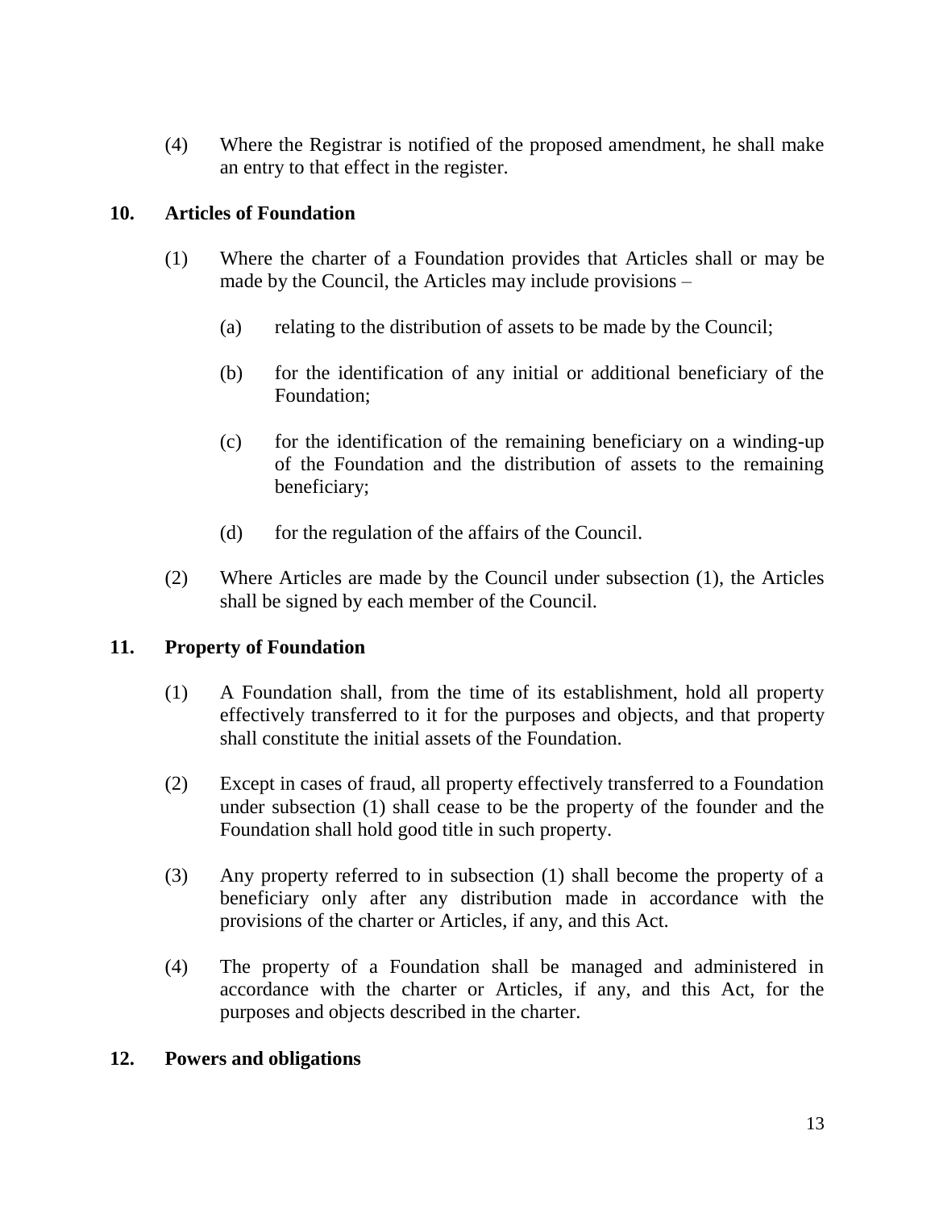(4) Where the Registrar is notified of the proposed amendment, he shall make an entry to that effect in the register.

## 10. Articles of Foundation

(1) Where the charter of a Foundation provides that Articles shall or may be made by the Council, the Articles may include provisions –

(a) relating to the distribution of assets to be made by the Council;

(b) for the identification of any initial or additional beneficiary of the Foundation;

(c) for the identification of the remaining beneficiary on a winding-up of the Foundation and the distribution of assets to the remaining beneficiary;

(d) for the regulation of the affairs of the Council.

(2) Where Articles are made by the Council under subsection (1), the Articles shall be signed by each member of the Council.

## 11. Property of Foundation

(1) A Foundation shall, from the time of its establishment, hold all property effectively transferred to it for the purposes and objects, and that property shall constitute the initial assets of the Foundation.

(2) Except in cases of fraud, all property effectively transferred to a Foundation under subsection (1) shall cease to be the property of the founder and the Foundation shall hold good title in such property.

(3) Any property referred to in subsection (1) shall become the property of a beneficiary only after any distribution made in accordance with the provisions of the charter or Articles, if any, and this Act.

(4) The property of a Foundation shall be managed and administered in accordance with the charter or Articles, if any, and this Act, for the purposes and objects described in the charter.

## 12. Powers and obligations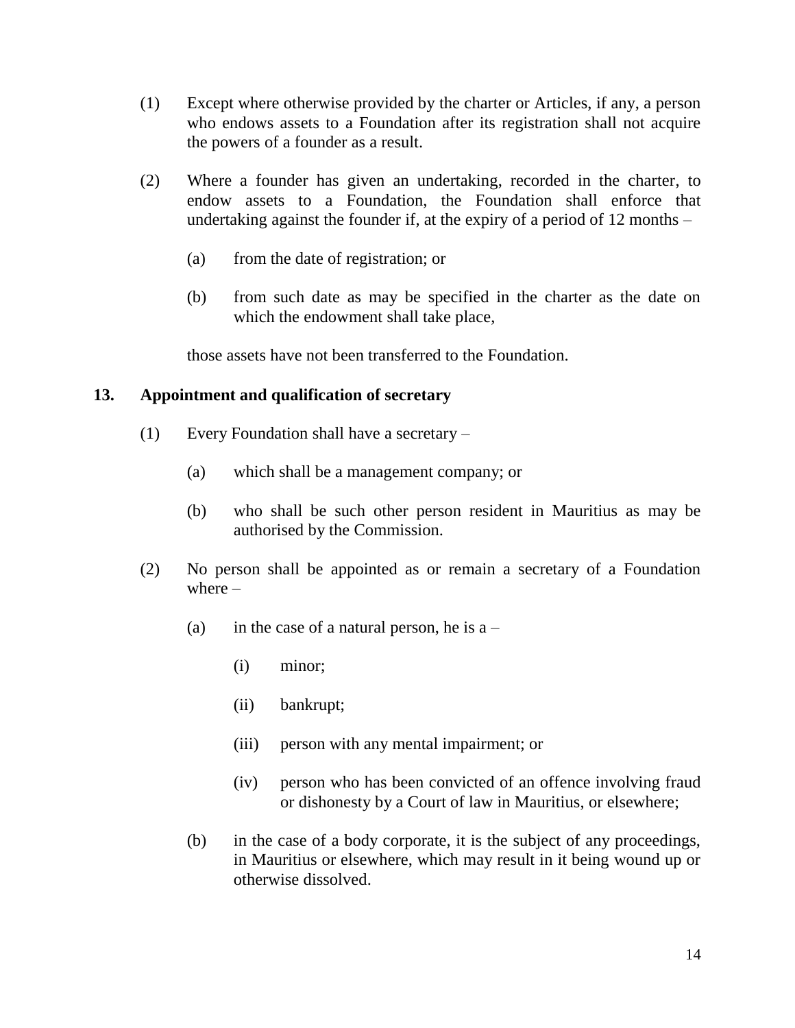(1) Except where otherwise provided by the charter or Articles, if any, a person who endows assets to a Foundation after its registration shall not acquire the powers of a founder as a result.

(2) Where a founder has given an undertaking, recorded in the charter, to endow assets to a Foundation, the Foundation shall enforce that undertaking against the founder if, at the expiry of a period of 12 months –

(a) from the date of registration; or

(b) from such date as may be specified in the charter as the date on which the endowment shall take place,

those assets have not been transferred to the Foundation.

### 13. Appointment and qualification of secretary

(1) Every Foundation shall have a secretary –

(a) which shall be a management company; or

(b) who shall be such other person resident in Mauritius as may be authorised by the Commission.

(2) No person shall be appointed as or remain a secretary of a Foundation where –

(a) in the case of a natural person, he is a –

(i) minor;

(ii) bankrupt;

(iii) person with any mental impairment; or

(iv) person who has been convicted of an offence involving fraud or dishonesty by a Court of law in Mauritius, or elsewhere;

(b) in the case of a body corporate, it is the subject of any proceedings, in Mauritius or elsewhere, which may result in it being wound up or otherwise dissolved.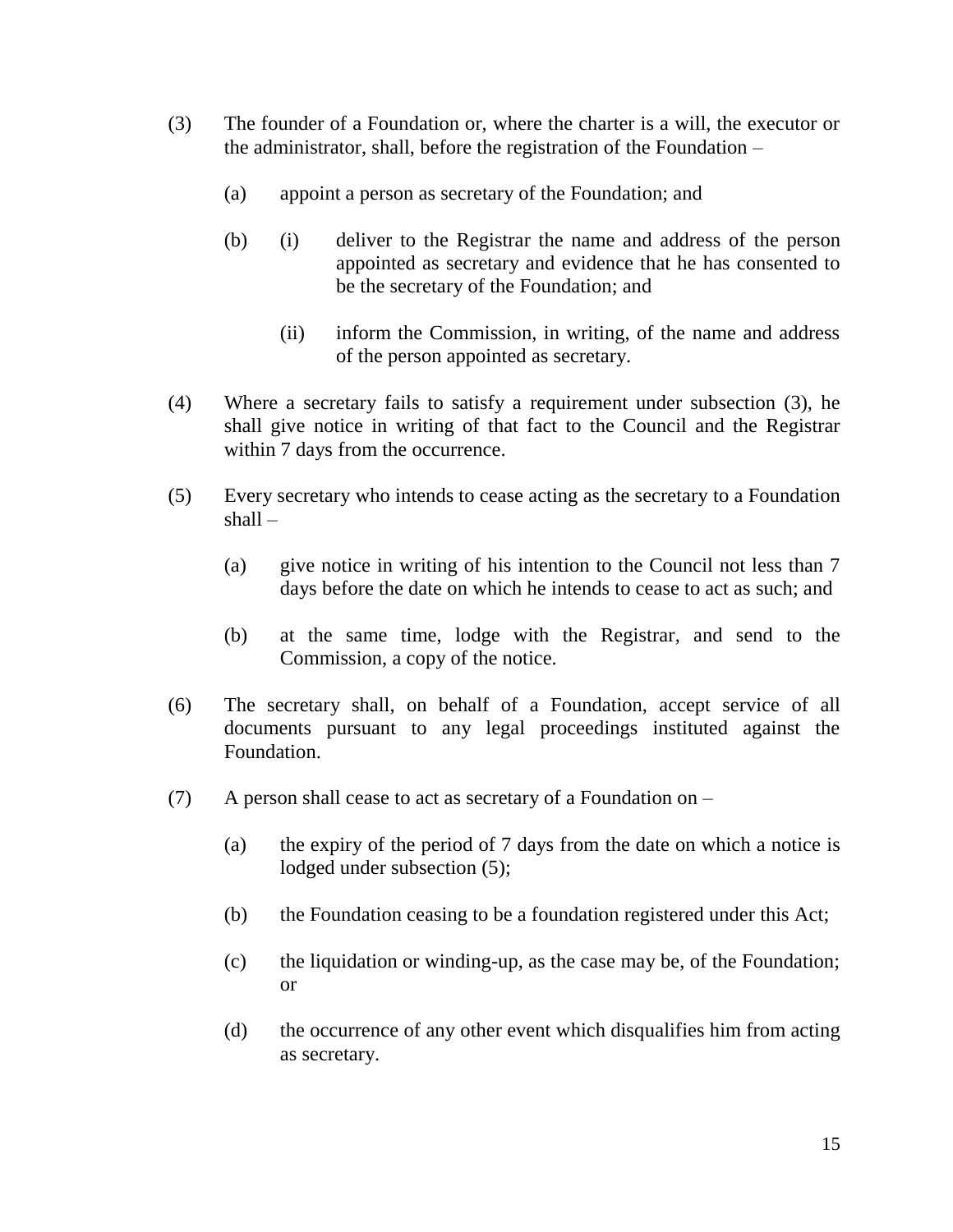(3) The founder of a Foundation or, where the charter is a will, the executor or the administrator, shall, before the registration of the Foundation –

  (a) appoint a person as secretary of the Foundation; and

  (b) (i) deliver to the Registrar the name and address of the person appointed as secretary and evidence that he has consented to be the secretary of the Foundation; and

    (ii) inform the Commission, in writing, of the name and address of the person appointed as secretary.

(4) Where a secretary fails to satisfy a requirement under subsection (3), he shall give notice in writing of that fact to the Council and the Registrar within 7 days from the occurrence.

(5) Every secretary who intends to cease acting as the secretary to a Foundation shall –

  (a) give notice in writing of his intention to the Council not less than 7 days before the date on which he intends to cease to act as such; and

  (b) at the same time, lodge with the Registrar, and send to the Commission, a copy of the notice.

(6) The secretary shall, on behalf of a Foundation, accept service of all documents pursuant to any legal proceedings instituted against the Foundation.

(7) A person shall cease to act as secretary of a Foundation on –

  (a) the expiry of the period of 7 days from the date on which a notice is lodged under subsection (5);

  (b) the Foundation ceasing to be a foundation registered under this Act;

  (c) the liquidation or winding-up, as the case may be, of the Foundation; or

  (d) the occurrence of any other event which disqualifies him from acting as secretary.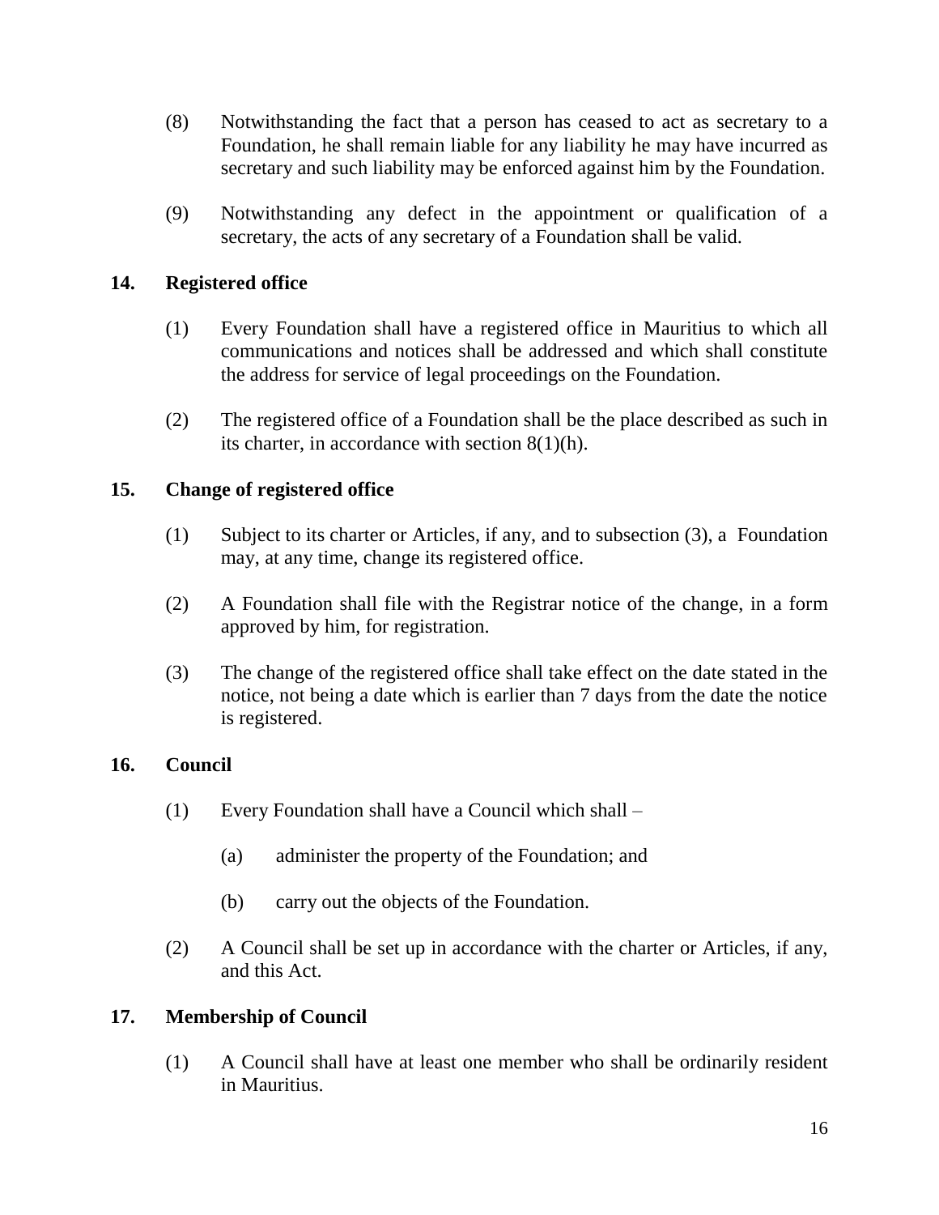(8) Notwithstanding the fact that a person has ceased to act as secretary to a Foundation, he shall remain liable for any liability he may have incurred as secretary and such liability may be enforced against him by the Foundation.

(9) Notwithstanding any defect in the appointment or qualification of a secretary, the acts of any secretary of a Foundation shall be valid.

## 14. Registered office

(1) Every Foundation shall have a registered office in Mauritius to which all communications and notices shall be addressed and which shall constitute the address for service of legal proceedings on the Foundation.

(2) The registered office of a Foundation shall be the place described as such in its charter, in accordance with section 8(1)(h).

## 15. Change of registered office

(1) Subject to its charter or Articles, if any, and to subsection (3), a Foundation may, at any time, change its registered office.

(2) A Foundation shall file with the Registrar notice of the change, in a form approved by him, for registration.

(3) The change of the registered office shall take effect on the date stated in the notice, not being a date which is earlier than 7 days from the date the notice is registered.

## 16. Council

(1) Every Foundation shall have a Council which shall –

(a) administer the property of the Foundation; and

(b) carry out the objects of the Foundation.

(2) A Council shall be set up in accordance with the charter or Articles, if any, and this Act.

## 17. Membership of Council

(1) A Council shall have at least one member who shall be ordinarily resident in Mauritius.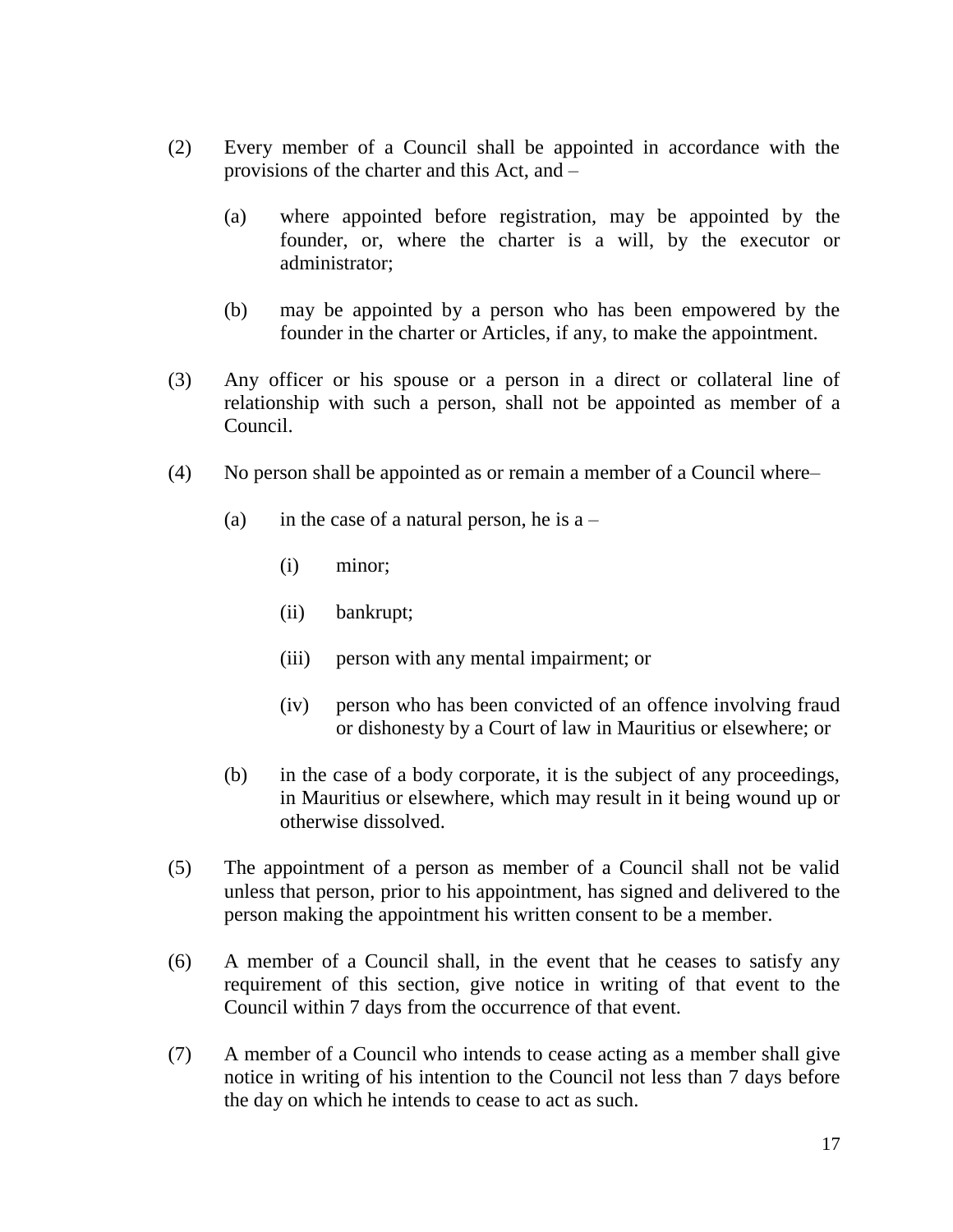(2) Every member of a Council shall be appointed in accordance with the provisions of the charter and this Act, and –

(a) where appointed before registration, may be appointed by the founder, or, where the charter is a will, by the executor or administrator;

(b) may be appointed by a person who has been empowered by the founder in the charter or Articles, if any, to make the appointment.

(3) Any officer or his spouse or a person in a direct or collateral line of relationship with such a person, shall not be appointed as member of a Council.

(4) No person shall be appointed as or remain a member of a Council where–

(a) in the case of a natural person, he is a –

(i) minor;

(ii) bankrupt;

(iii) person with any mental impairment; or

(iv) person who has been convicted of an offence involving fraud or dishonesty by a Court of law in Mauritius or elsewhere; or

(b) in the case of a body corporate, it is the subject of any proceedings, in Mauritius or elsewhere, which may result in it being wound up or otherwise dissolved.

(5) The appointment of a person as member of a Council shall not be valid unless that person, prior to his appointment, has signed and delivered to the person making the appointment his written consent to be a member.

(6) A member of a Council shall, in the event that he ceases to satisfy any requirement of this section, give notice in writing of that event to the Council within 7 days from the occurrence of that event.

(7) A member of a Council who intends to cease acting as a member shall give notice in writing of his intention to the Council not less than 7 days before the day on which he intends to cease to act as such.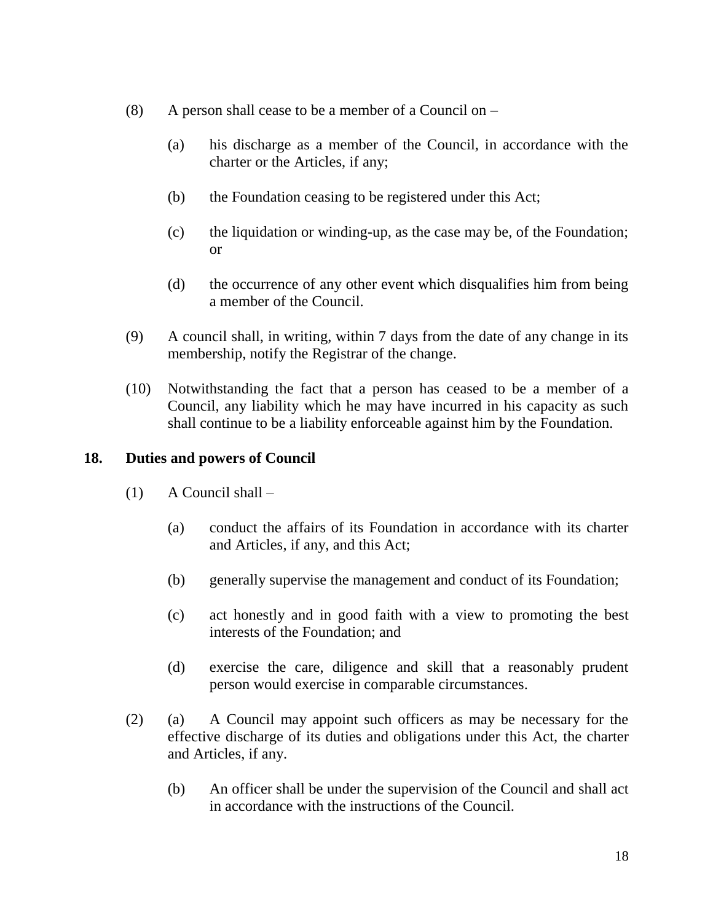(8) A person shall cease to be a member of a Council on –

(a) his discharge as a member of the Council, in accordance with the charter or the Articles, if any;

(b) the Foundation ceasing to be registered under this Act;

(c) the liquidation or winding-up, as the case may be, of the Foundation; or

(d) the occurrence of any other event which disqualifies him from being a member of the Council.

(9) A council shall, in writing, within 7 days from the date of any change in its membership, notify the Registrar of the change.

(10) Notwithstanding the fact that a person has ceased to be a member of a Council, any liability which he may have incurred in his capacity as such shall continue to be a liability enforceable against him by the Foundation.

## 18. Duties and powers of Council

(1) A Council shall –

(a) conduct the affairs of its Foundation in accordance with its charter and Articles, if any, and this Act;

(b) generally supervise the management and conduct of its Foundation;

(c) act honestly and in good faith with a view to promoting the best interests of the Foundation; and

(d) exercise the care, diligence and skill that a reasonably prudent person would exercise in comparable circumstances.

(2) (a) A Council may appoint such officers as may be necessary for the effective discharge of its duties and obligations under this Act, the charter and Articles, if any.

(b) An officer shall be under the supervision of the Council and shall act in accordance with the instructions of the Council.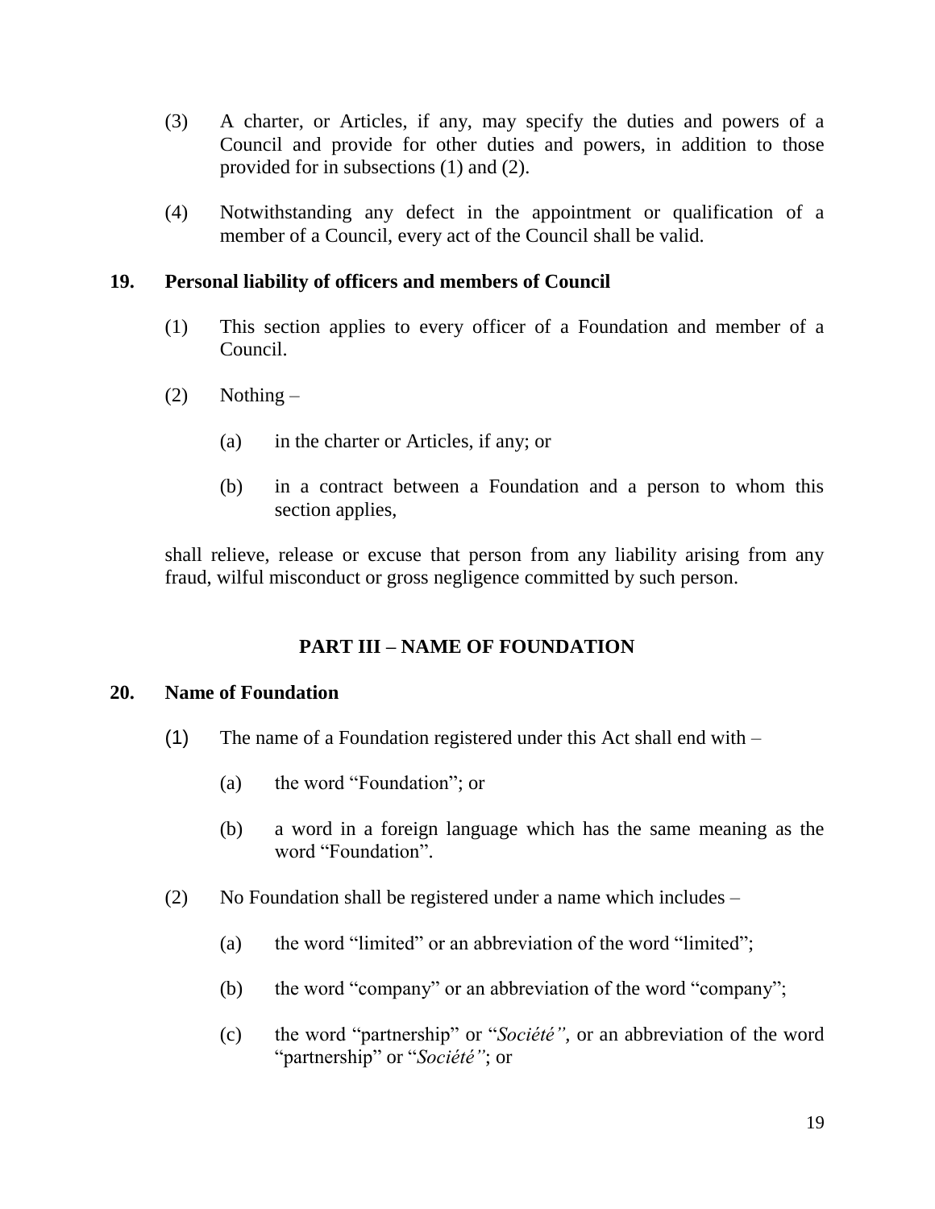(3) A charter, or Articles, if any, may specify the duties and powers of a Council and provide for other duties and powers, in addition to those provided for in subsections (1) and (2).

(4) Notwithstanding any defect in the appointment or qualification of a member of a Council, every act of the Council shall be valid.

**19. Personal liability of officers and members of Council**

(1) This section applies to every officer of a Foundation and member of a Council.

(2) Nothing –

(a) in the charter or Articles, if any; or

(b) in a contract between a Foundation and a person to whom this section applies,

shall relieve, release or excuse that person from any liability arising from any fraud, wilful misconduct or gross negligence committed by such person.

## PART III – NAME OF FOUNDATION

**20. Name of Foundation**

(1) The name of a Foundation registered under this Act shall end with –

(a) the word "Foundation"; or

(b) a word in a foreign language which has the same meaning as the word "Foundation".

(2) No Foundation shall be registered under a name which includes –

(a) the word "limited" or an abbreviation of the word "limited";

(b) the word "company" or an abbreviation of the word "company";

(c) the word "partnership" or "*Société*", or an abbreviation of the word "partnership" or "*Société*"; or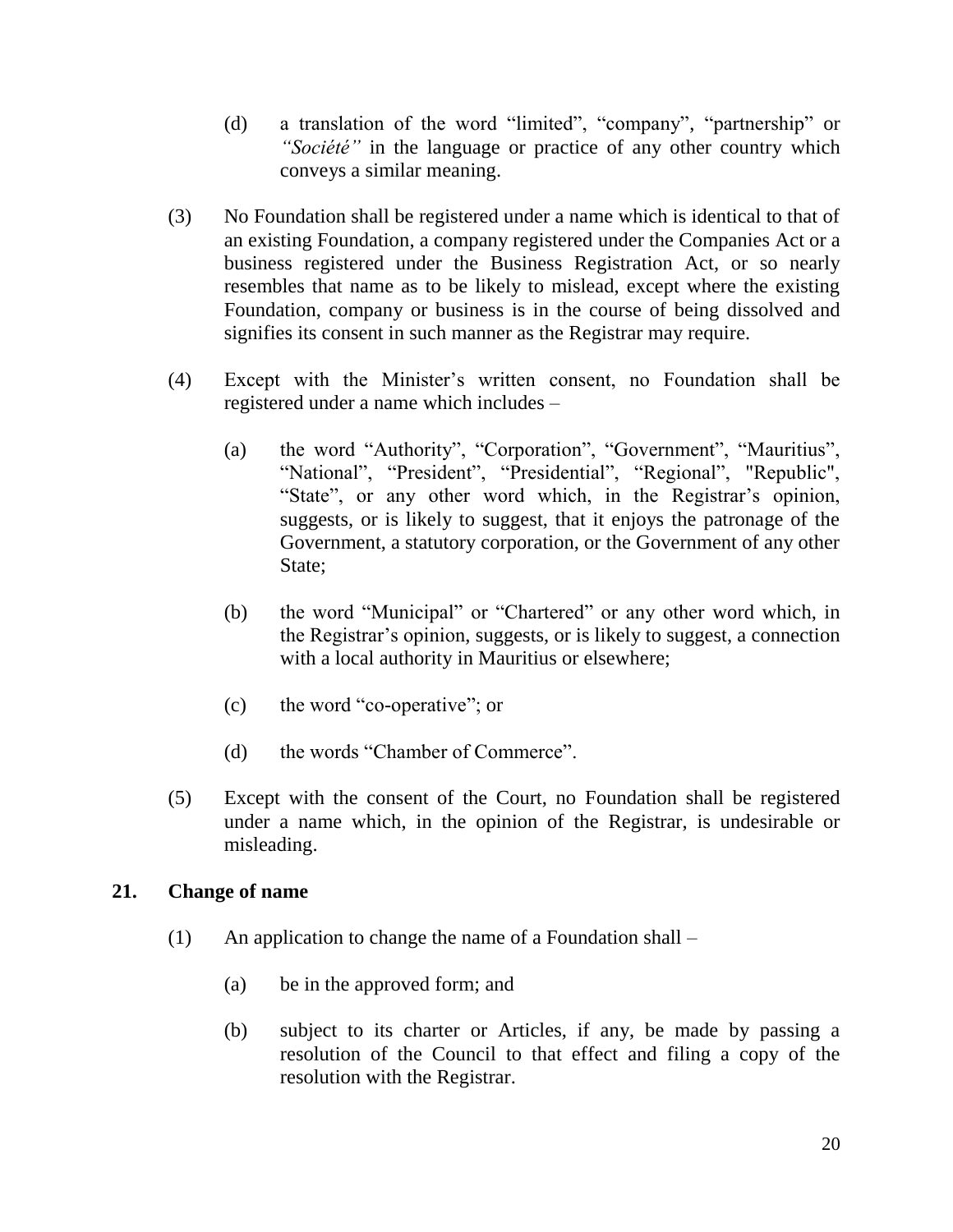(d) a translation of the word "limited", "company", "partnership" or *"Société"* in the language or practice of any other country which conveys a similar meaning.

(3) No Foundation shall be registered under a name which is identical to that of an existing Foundation, a company registered under the Companies Act or a business registered under the Business Registration Act, or so nearly resembles that name as to be likely to mislead, except where the existing Foundation, company or business is in the course of being dissolved and signifies its consent in such manner as the Registrar may require.

(4) Except with the Minister's written consent, no Foundation shall be registered under a name which includes –

(a) the word "Authority", "Corporation", "Government", "Mauritius", "National", "President", "Presidential", "Regional", "Republic", "State", or any other word which, in the Registrar's opinion, suggests, or is likely to suggest, that it enjoys the patronage of the Government, a statutory corporation, or the Government of any other State;

(b) the word "Municipal" or "Chartered" or any other word which, in the Registrar's opinion, suggests, or is likely to suggest, a connection with a local authority in Mauritius or elsewhere;

(c) the word "co-operative"; or

(d) the words "Chamber of Commerce".

(5) Except with the consent of the Court, no Foundation shall be registered under a name which, in the opinion of the Registrar, is undesirable or misleading.

## 21. Change of name

(1) An application to change the name of a Foundation shall –

(a) be in the approved form; and

(b) subject to its charter or Articles, if any, be made by passing a resolution of the Council to that effect and filing a copy of the resolution with the Registrar.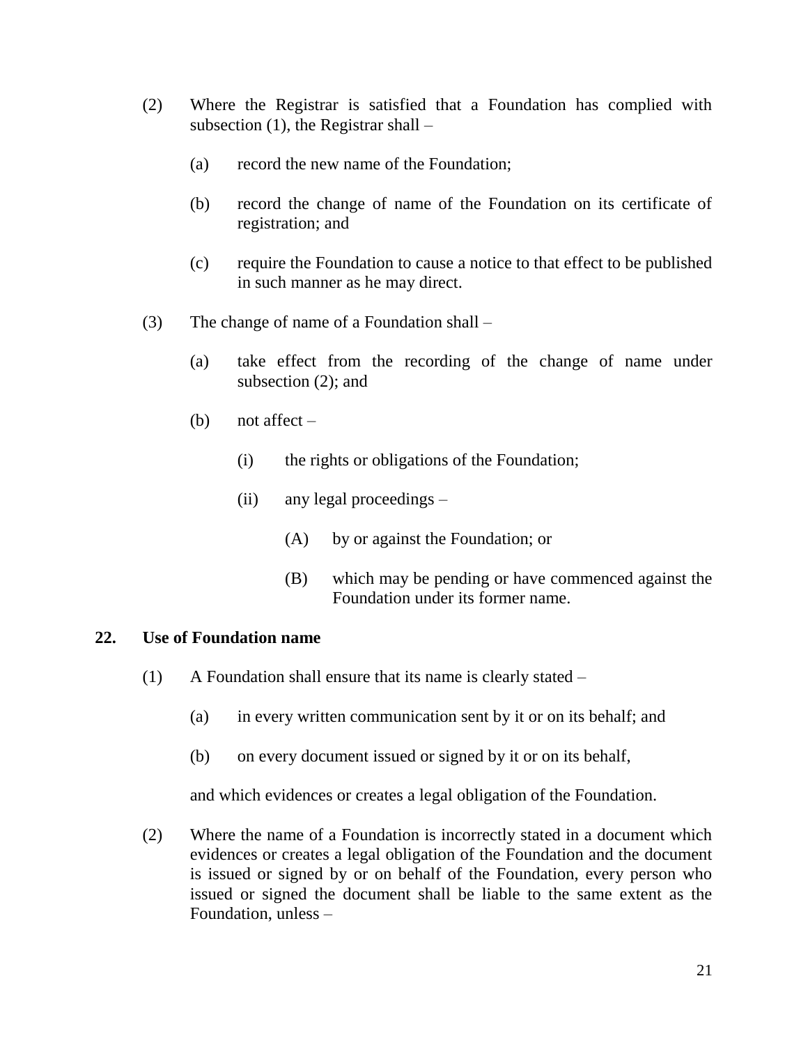(2) Where the Registrar is satisfied that a Foundation has complied with subsection (1), the Registrar shall –

(a) record the new name of the Foundation;

(b) record the change of name of the Foundation on its certificate of registration; and

(c) require the Foundation to cause a notice to that effect to be published in such manner as he may direct.

(3) The change of name of a Foundation shall –

(a) take effect from the recording of the change of name under subsection (2); and

(b) not affect –

(i) the rights or obligations of the Foundation;

(ii) any legal proceedings –

(A) by or against the Foundation; or

(B) which may be pending or have commenced against the Foundation under its former name.

**22. Use of Foundation name**

(1) A Foundation shall ensure that its name is clearly stated –

(a) in every written communication sent by it or on its behalf; and

(b) on every document issued or signed by it or on its behalf,

and which evidences or creates a legal obligation of the Foundation.

(2) Where the name of a Foundation is incorrectly stated in a document which evidences or creates a legal obligation of the Foundation and the document is issued or signed by or on behalf of the Foundation, every person who issued or signed the document shall be liable to the same extent as the Foundation, unless –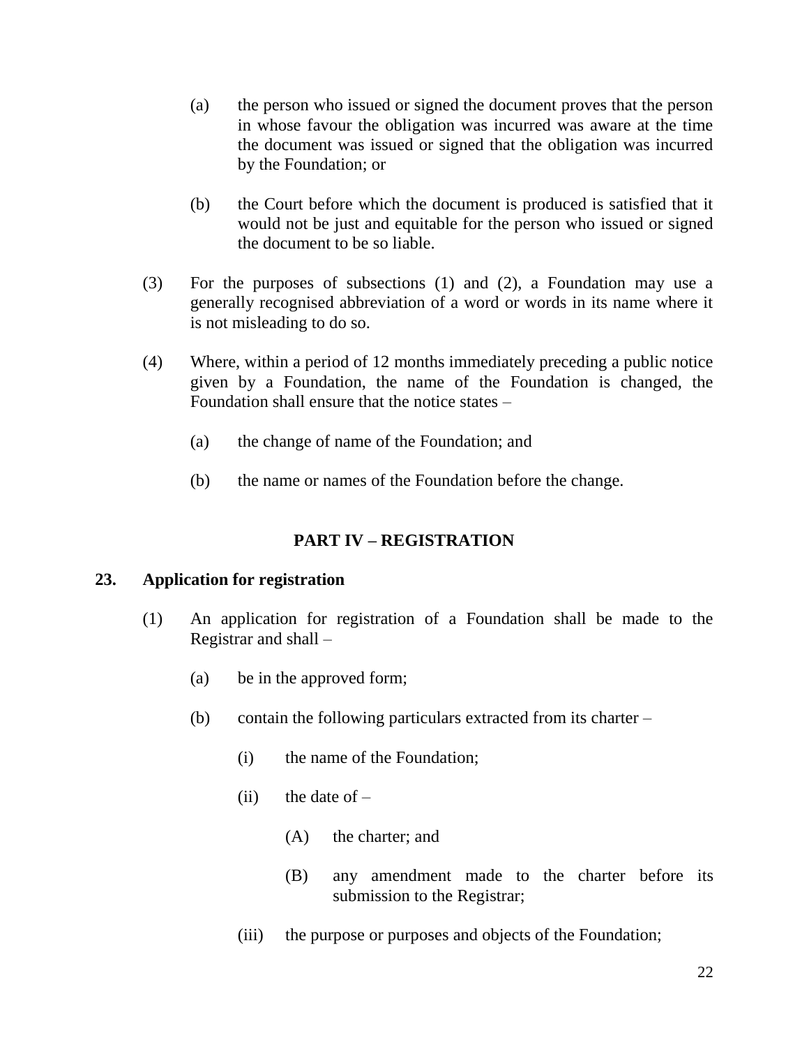(a) the person who issued or signed the document proves that the person in whose favour the obligation was incurred was aware at the time the document was issued or signed that the obligation was incurred by the Foundation; or

(b) the Court before which the document is produced is satisfied that it would not be just and equitable for the person who issued or signed the document to be so liable.

(3) For the purposes of subsections (1) and (2), a Foundation may use a generally recognised abbreviation of a word or words in its name where it is not misleading to do so.

(4) Where, within a period of 12 months immediately preceding a public notice given by a Foundation, the name of the Foundation is changed, the Foundation shall ensure that the notice states –

(a) the change of name of the Foundation; and

(b) the name or names of the Foundation before the change.

## PART IV – REGISTRATION

### 23. Application for registration

(1) An application for registration of a Foundation shall be made to the Registrar and shall –

(a) be in the approved form;

(b) contain the following particulars extracted from its charter –

(i) the name of the Foundation;

(ii) the date of –

(A) the charter; and

(B) any amendment made to the charter before its submission to the Registrar;

(iii) the purpose or purposes and objects of the Foundation;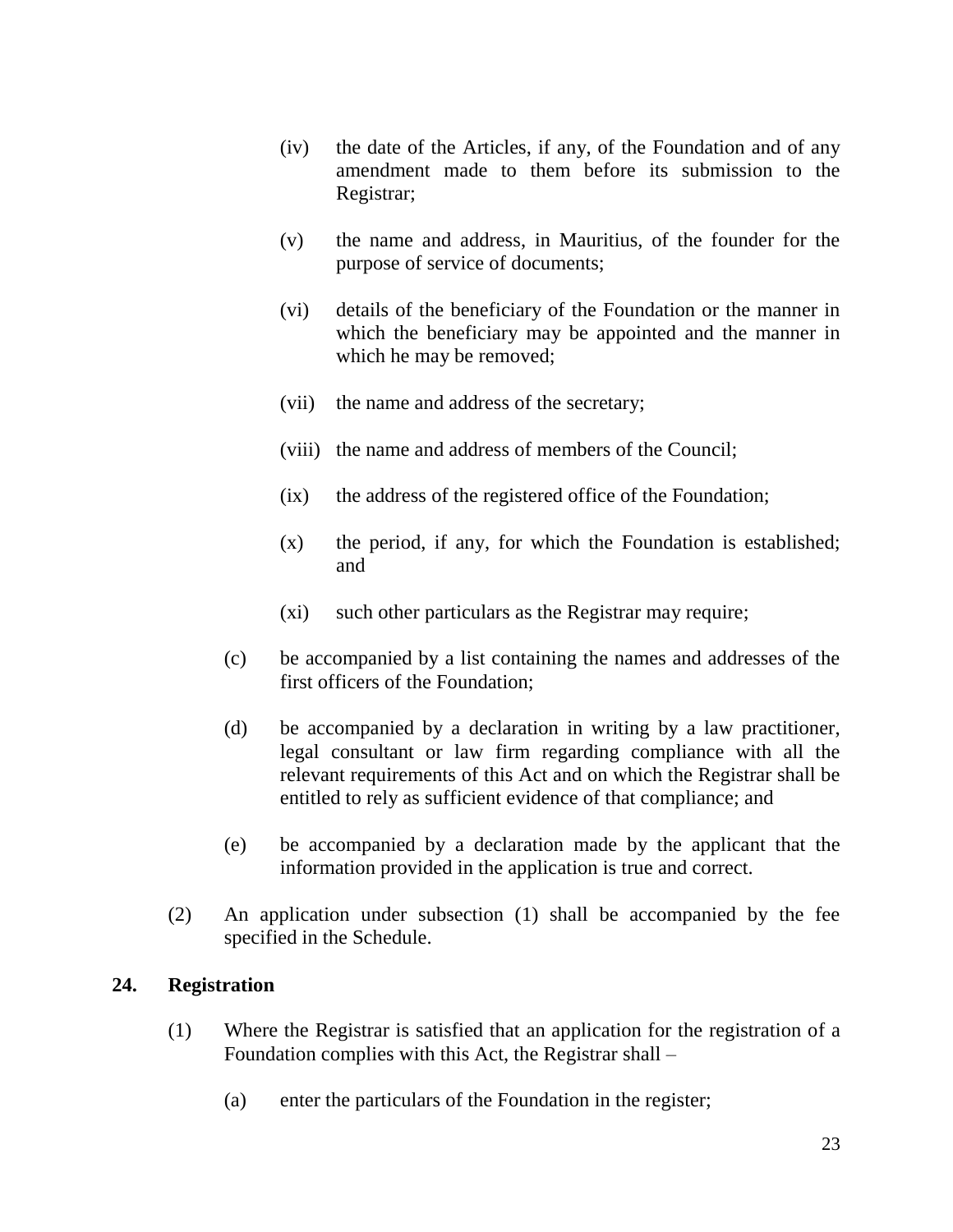(iv) the date of the Articles, if any, of the Foundation and of any amendment made to them before its submission to the Registrar;

(v) the name and address, in Mauritius, of the founder for the purpose of service of documents;

(vi) details of the beneficiary of the Foundation or the manner in which the beneficiary may be appointed and the manner in which he may be removed;

(vii) the name and address of the secretary;

(viii) the name and address of members of the Council;

(ix) the address of the registered office of the Foundation;

(x) the period, if any, for which the Foundation is established; and

(xi) such other particulars as the Registrar may require;

(c) be accompanied by a list containing the names and addresses of the first officers of the Foundation;

(d) be accompanied by a declaration in writing by a law practitioner, legal consultant or law firm regarding compliance with all the relevant requirements of this Act and on which the Registrar shall be entitled to rely as sufficient evidence of that compliance; and

(e) be accompanied by a declaration made by the applicant that the information provided in the application is true and correct.

(2) An application under subsection (1) shall be accompanied by the fee specified in the Schedule.

**24. Registration**

(1) Where the Registrar is satisfied that an application for the registration of a Foundation complies with this Act, the Registrar shall –

(a) enter the particulars of the Foundation in the register;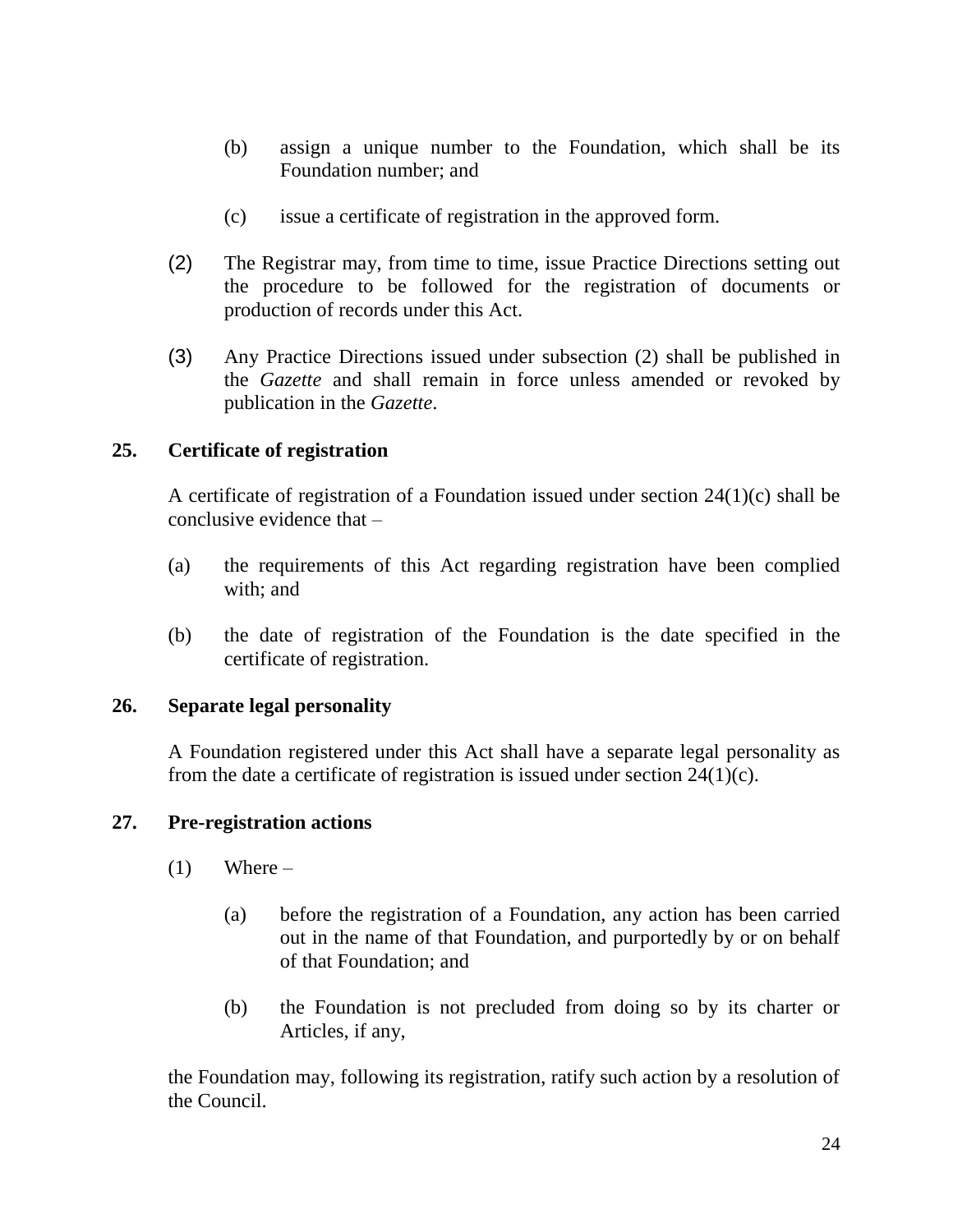(b) assign a unique number to the Foundation, which shall be its Foundation number; and

(c) issue a certificate of registration in the approved form.

(2) The Registrar may, from time to time, issue Practice Directions setting out the procedure to be followed for the registration of documents or production of records under this Act.

(3) Any Practice Directions issued under subsection (2) shall be published in the *Gazette* and shall remain in force unless amended or revoked by publication in the *Gazette*.

**25. Certificate of registration**

A certificate of registration of a Foundation issued under section 24(1)(c) shall be conclusive evidence that –

(a) the requirements of this Act regarding registration have been complied with; and

(b) the date of registration of the Foundation is the date specified in the certificate of registration.

**26. Separate legal personality**

A Foundation registered under this Act shall have a separate legal personality as from the date a certificate of registration is issued under section 24(1)(c).

**27. Pre-registration actions**

(1) Where –

(a) before the registration of a Foundation, any action has been carried out in the name of that Foundation, and purportedly by or on behalf of that Foundation; and

(b) the Foundation is not precluded from doing so by its charter or Articles, if any,

the Foundation may, following its registration, ratify such action by a resolution of the Council.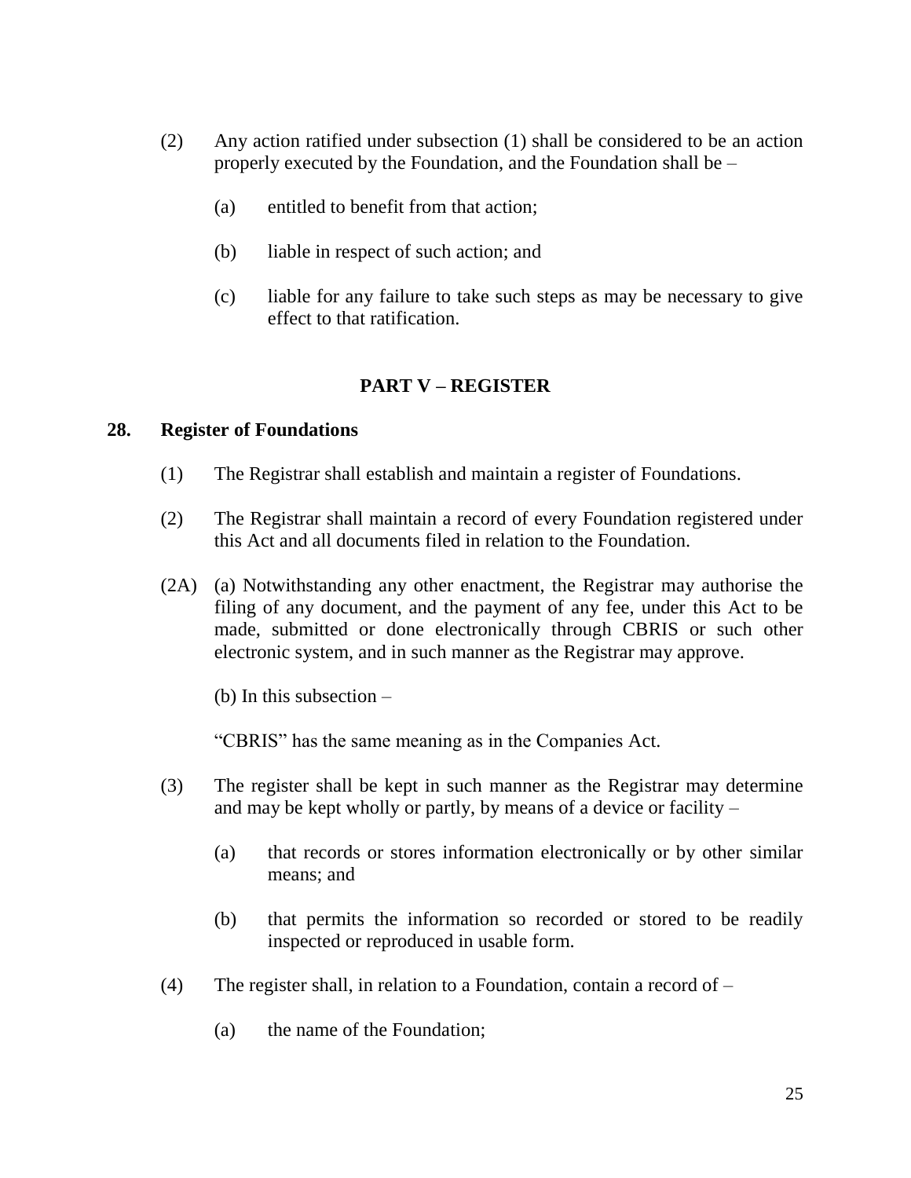(2) Any action ratified under subsection (1) shall be considered to be an action properly executed by the Foundation, and the Foundation shall be –

(a) entitled to benefit from that action;

(b) liable in respect of such action; and

(c) liable for any failure to take such steps as may be necessary to give effect to that ratification.

## PART V – REGISTER

### 28. Register of Foundations

(1) The Registrar shall establish and maintain a register of Foundations.

(2) The Registrar shall maintain a record of every Foundation registered under this Act and all documents filed in relation to the Foundation.

(2A) (a) Notwithstanding any other enactment, the Registrar may authorise the filing of any document, and the payment of any fee, under this Act to be made, submitted or done electronically through CBRIS or such other electronic system, and in such manner as the Registrar may approve.

(b) In this subsection –

"CBRIS" has the same meaning as in the Companies Act.

(3) The register shall be kept in such manner as the Registrar may determine and may be kept wholly or partly, by means of a device or facility –

(a) that records or stores information electronically or by other similar means; and

(b) that permits the information so recorded or stored to be readily inspected or reproduced in usable form.

(4) The register shall, in relation to a Foundation, contain a record of –

(a) the name of the Foundation;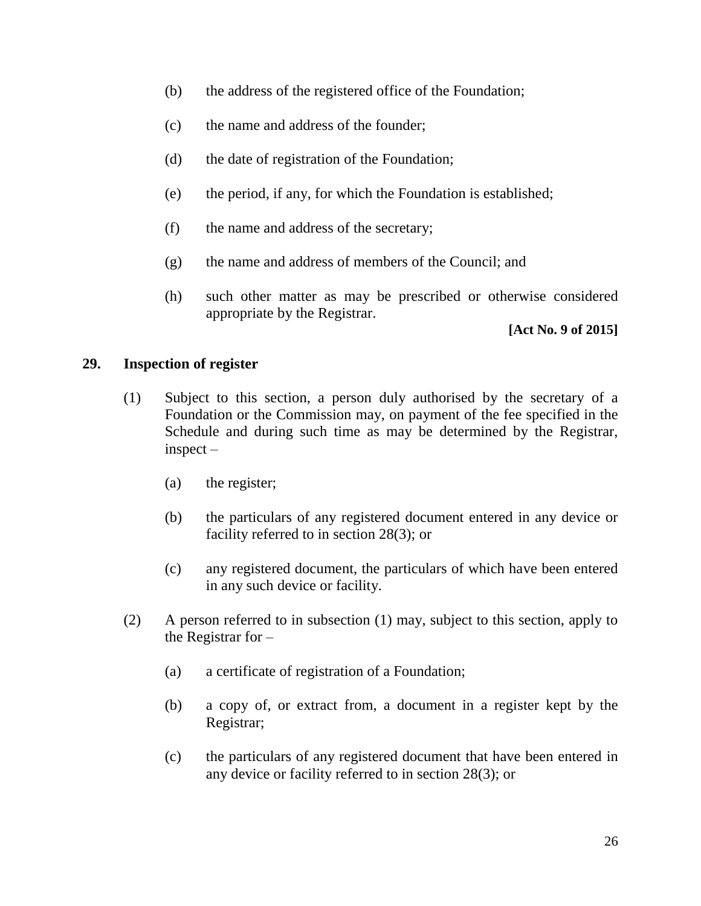(b) the address of the registered office of the Foundation;

(c) the name and address of the founder;

(d) the date of registration of the Foundation;

(e) the period, if any, for which the Foundation is established;

(f) the name and address of the secretary;

(g) the name and address of members of the Council; and

(h) such other matter as may be prescribed or otherwise considered appropriate by the Registrar.

**[Act No. 9 of 2015]**

### 29. Inspection of register

(1) Subject to this section, a person duly authorised by the secretary of a Foundation or the Commission may, on payment of the fee specified in the Schedule and during such time as may be determined by the Registrar, inspect –

(a) the register;

(b) the particulars of any registered document entered in any device or facility referred to in section 28(3); or

(c) any registered document, the particulars of which have been entered in any such device or facility.

(2) A person referred to in subsection (1) may, subject to this section, apply to the Registrar for –

(a) a certificate of registration of a Foundation;

(b) a copy of, or extract from, a document in a register kept by the Registrar;

(c) the particulars of any registered document that have been entered in any device or facility referred to in section 28(3); or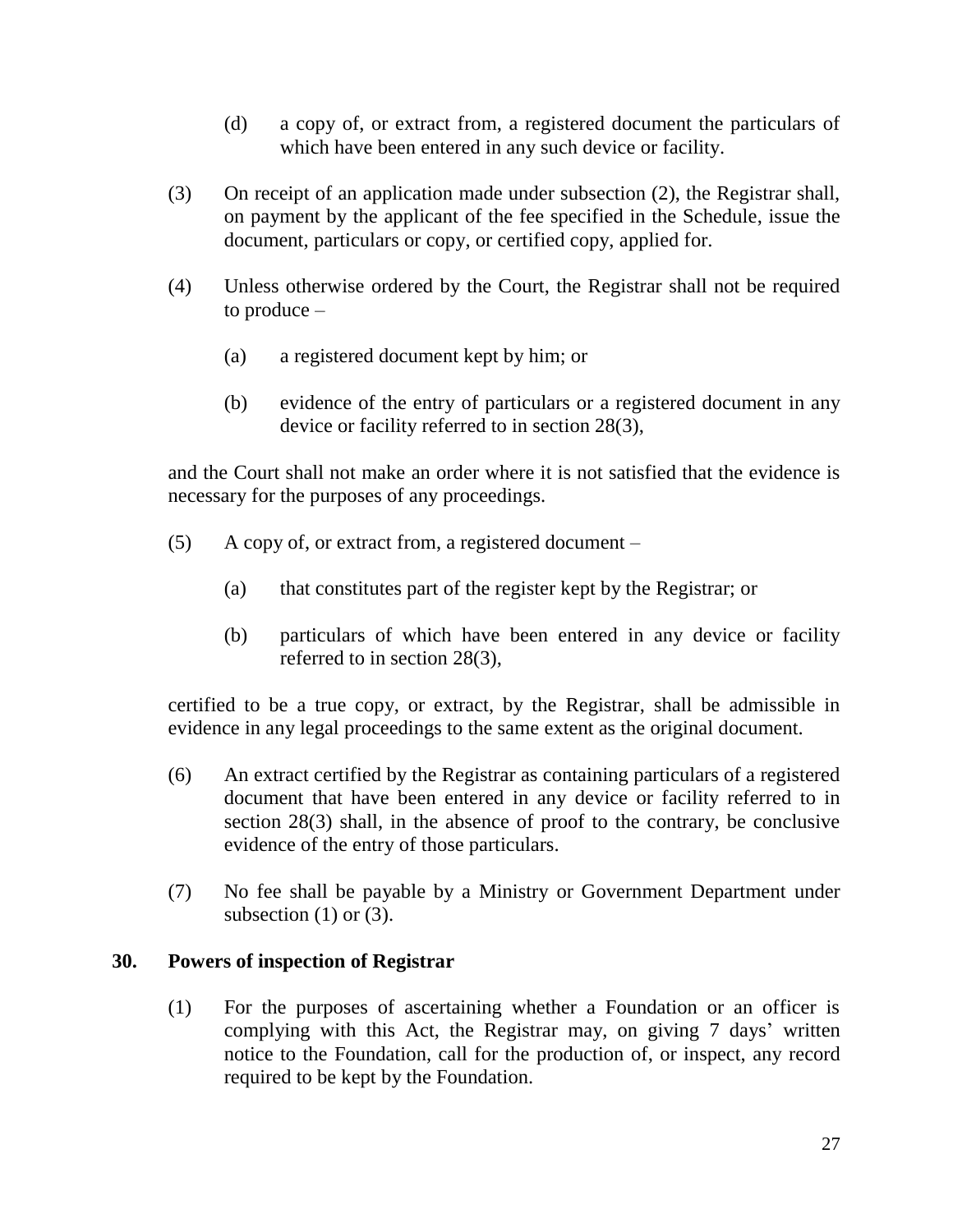(d) a copy of, or extract from, a registered document the particulars of which have been entered in any such device or facility.

(3) On receipt of an application made under subsection (2), the Registrar shall, on payment by the applicant of the fee specified in the Schedule, issue the document, particulars or copy, or certified copy, applied for.

(4) Unless otherwise ordered by the Court, the Registrar shall not be required to produce –

(a) a registered document kept by him; or

(b) evidence of the entry of particulars or a registered document in any device or facility referred to in section 28(3),

and the Court shall not make an order where it is not satisfied that the evidence is necessary for the purposes of any proceedings.

(5) A copy of, or extract from, a registered document –

(a) that constitutes part of the register kept by the Registrar; or

(b) particulars of which have been entered in any device or facility referred to in section 28(3),

certified to be a true copy, or extract, by the Registrar, shall be admissible in evidence in any legal proceedings to the same extent as the original document.

(6) An extract certified by the Registrar as containing particulars of a registered document that have been entered in any device or facility referred to in section 28(3) shall, in the absence of proof to the contrary, be conclusive evidence of the entry of those particulars.

(7) No fee shall be payable by a Ministry or Government Department under subsection (1) or (3).

**30. Powers of inspection of Registrar**

(1) For the purposes of ascertaining whether a Foundation or an officer is complying with this Act, the Registrar may, on giving 7 days' written notice to the Foundation, call for the production of, or inspect, any record required to be kept by the Foundation.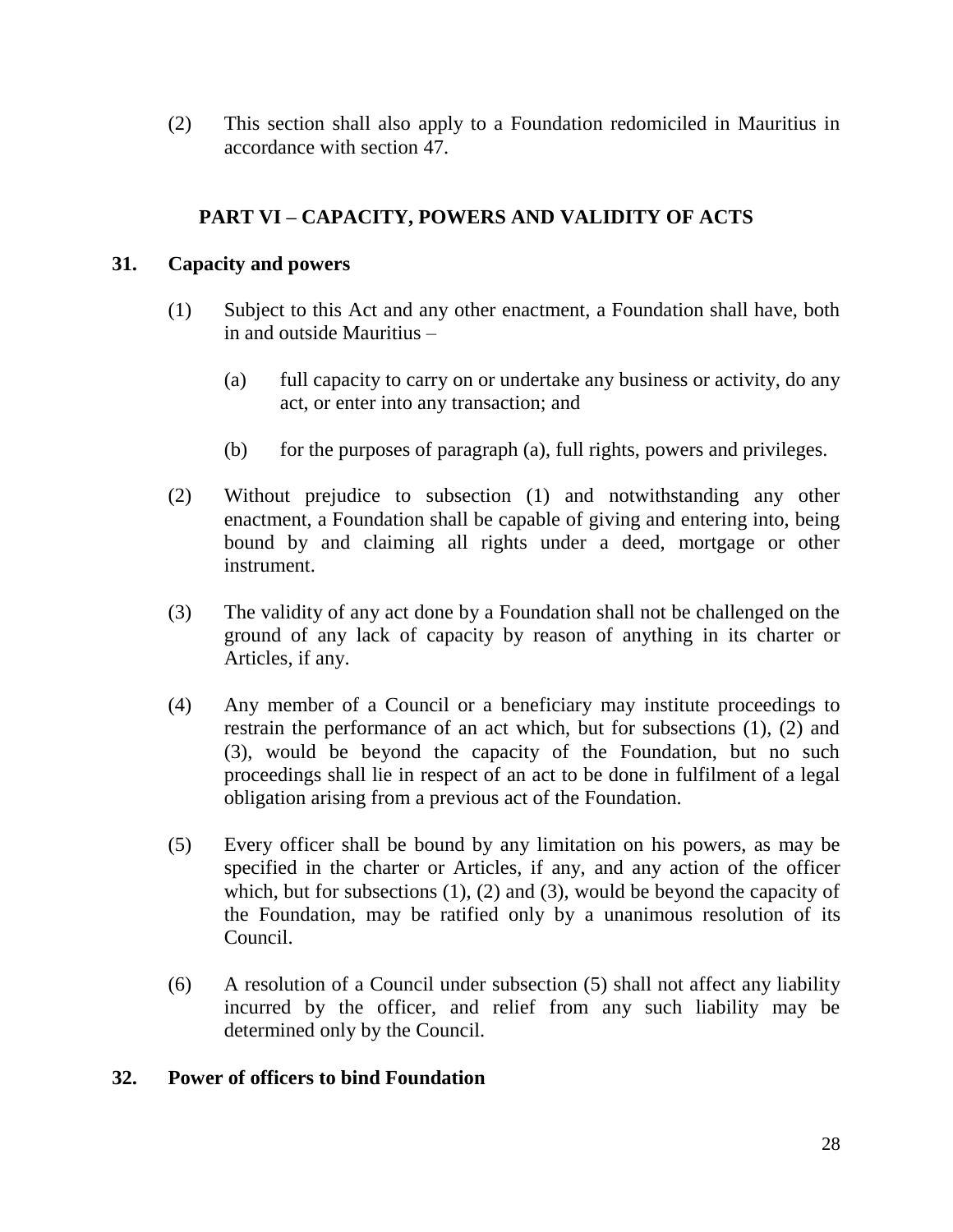(2) This section shall also apply to a Foundation redomiciled in Mauritius in accordance with section 47.

## PART VI – CAPACITY, POWERS AND VALIDITY OF ACTS

### 31. Capacity and powers

(1) Subject to this Act and any other enactment, a Foundation shall have, both in and outside Mauritius –

(a) full capacity to carry on or undertake any business or activity, do any act, or enter into any transaction; and

(b) for the purposes of paragraph (a), full rights, powers and privileges.

(2) Without prejudice to subsection (1) and notwithstanding any other enactment, a Foundation shall be capable of giving and entering into, being bound by and claiming all rights under a deed, mortgage or other instrument.

(3) The validity of any act done by a Foundation shall not be challenged on the ground of any lack of capacity by reason of anything in its charter or Articles, if any.

(4) Any member of a Council or a beneficiary may institute proceedings to restrain the performance of an act which, but for subsections (1), (2) and (3), would be beyond the capacity of the Foundation, but no such proceedings shall lie in respect of an act to be done in fulfilment of a legal obligation arising from a previous act of the Foundation.

(5) Every officer shall be bound by any limitation on his powers, as may be specified in the charter or Articles, if any, and any action of the officer which, but for subsections (1), (2) and (3), would be beyond the capacity of the Foundation, may be ratified only by a unanimous resolution of its Council.

(6) A resolution of a Council under subsection (5) shall not affect any liability incurred by the officer, and relief from any such liability may be determined only by the Council.

### 32. Power of officers to bind Foundation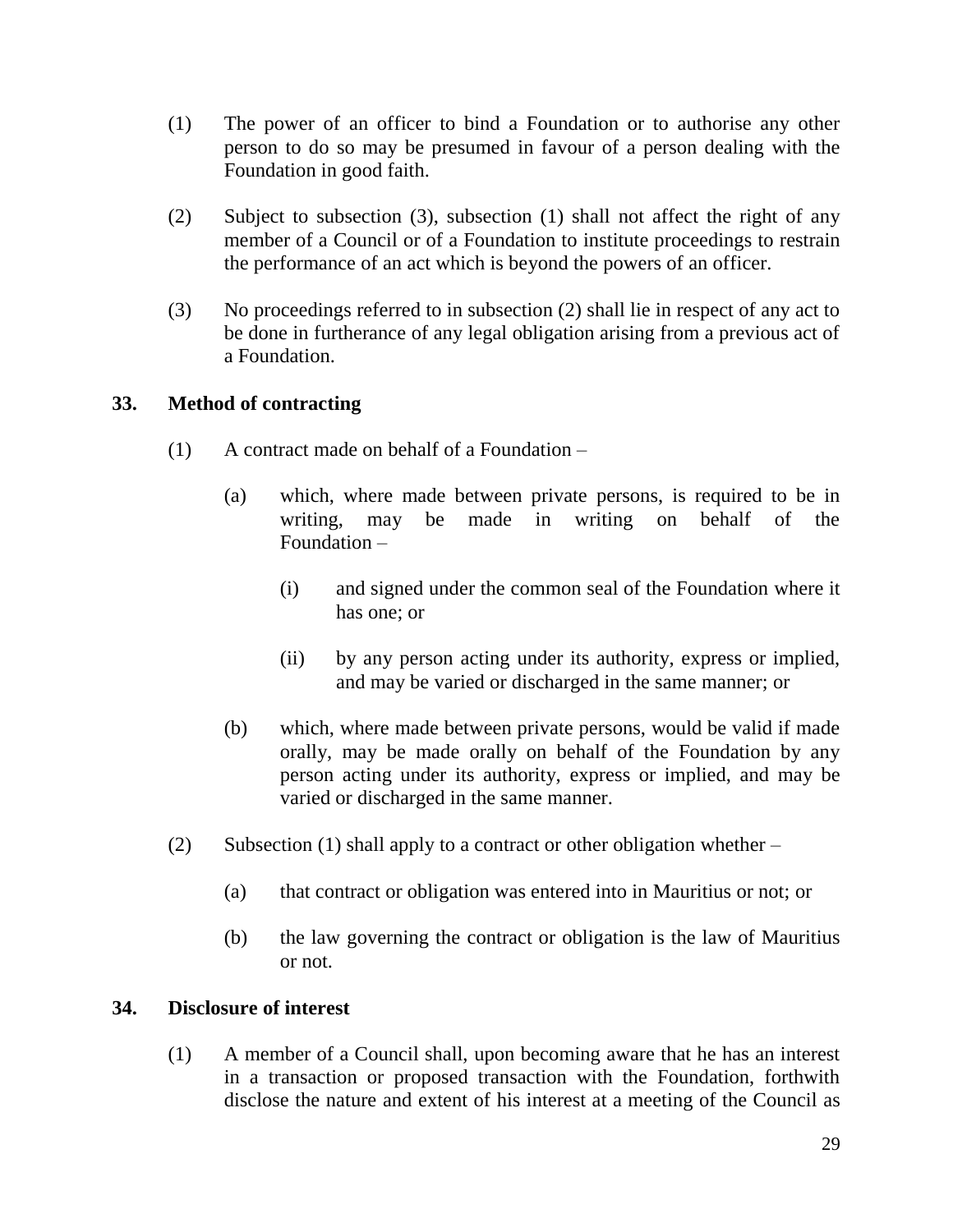(1) The power of an officer to bind a Foundation or to authorise any other person to do so may be presumed in favour of a person dealing with the Foundation in good faith.

(2) Subject to subsection (3), subsection (1) shall not affect the right of any member of a Council or of a Foundation to institute proceedings to restrain the performance of an act which is beyond the powers of an officer.

(3) No proceedings referred to in subsection (2) shall lie in respect of any act to be done in furtherance of any legal obligation arising from a previous act of a Foundation.

**33. Method of contracting**

(1) A contract made on behalf of a Foundation –

(a) which, where made between private persons, is required to be in writing, may be made in writing on behalf of the Foundation –

(i) and signed under the common seal of the Foundation where it has one; or

(ii) by any person acting under its authority, express or implied, and may be varied or discharged in the same manner; or

(b) which, where made between private persons, would be valid if made orally, may be made orally on behalf of the Foundation by any person acting under its authority, express or implied, and may be varied or discharged in the same manner.

(2) Subsection (1) shall apply to a contract or other obligation whether –

(a) that contract or obligation was entered into in Mauritius or not; or

(b) the law governing the contract or obligation is the law of Mauritius or not.

**34. Disclosure of interest**

(1) A member of a Council shall, upon becoming aware that he has an interest in a transaction or proposed transaction with the Foundation, forthwith disclose the nature and extent of his interest at a meeting of the Council as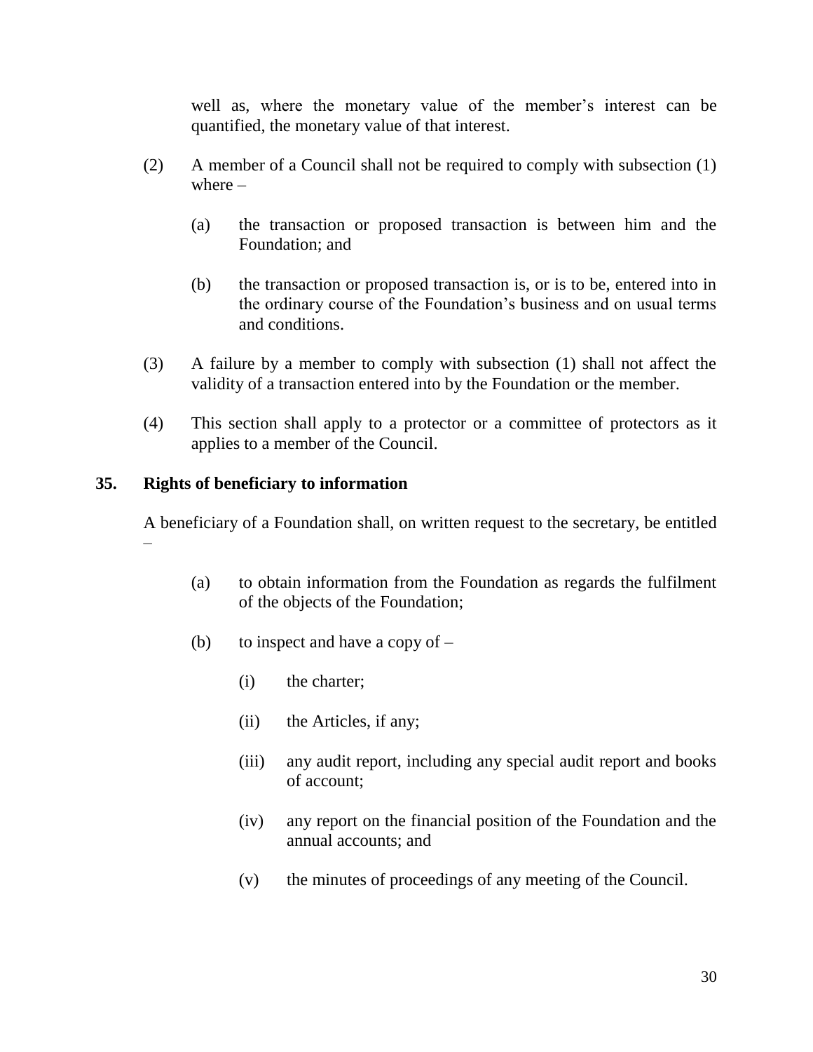well as, where the monetary value of the member's interest can be quantified, the monetary value of that interest.

(2) A member of a Council shall not be required to comply with subsection (1) where –

(a) the transaction or proposed transaction is between him and the Foundation; and

(b) the transaction or proposed transaction is, or is to be, entered into in the ordinary course of the Foundation's business and on usual terms and conditions.

(3) A failure by a member to comply with subsection (1) shall not affect the validity of a transaction entered into by the Foundation or the member.

(4) This section shall apply to a protector or a committee of protectors as it applies to a member of the Council.

**35. Rights of beneficiary to information**

A beneficiary of a Foundation shall, on written request to the secretary, be entitled –

(a) to obtain information from the Foundation as regards the fulfilment of the objects of the Foundation;

(b) to inspect and have a copy of –

(i) the charter;

(ii) the Articles, if any;

(iii) any audit report, including any special audit report and books of account;

(iv) any report on the financial position of the Foundation and the annual accounts; and

(v) the minutes of proceedings of any meeting of the Council.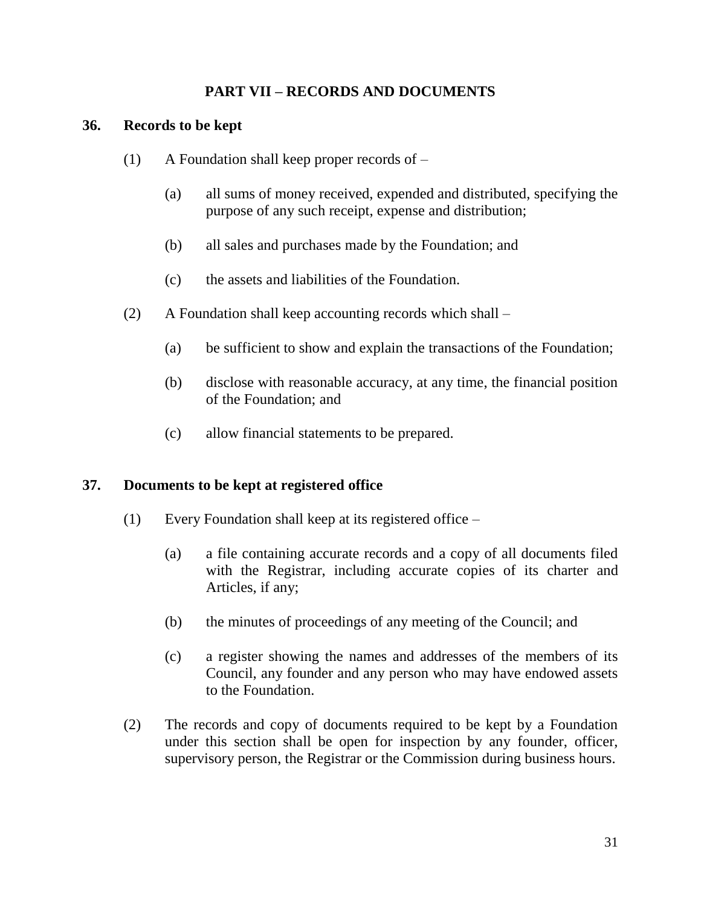## PART VII – RECORDS AND DOCUMENTS

### 36. Records to be kept

(1) A Foundation shall keep proper records of –

(a) all sums of money received, expended and distributed, specifying the purpose of any such receipt, expense and distribution;

(b) all sales and purchases made by the Foundation; and

(c) the assets and liabilities of the Foundation.

(2) A Foundation shall keep accounting records which shall –

(a) be sufficient to show and explain the transactions of the Foundation;

(b) disclose with reasonable accuracy, at any time, the financial position of the Foundation; and

(c) allow financial statements to be prepared.

### 37. Documents to be kept at registered office

(1) Every Foundation shall keep at its registered office –

(a) a file containing accurate records and a copy of all documents filed with the Registrar, including accurate copies of its charter and Articles, if any;

(b) the minutes of proceedings of any meeting of the Council; and

(c) a register showing the names and addresses of the members of its Council, any founder and any person who may have endowed assets to the Foundation.

(2) The records and copy of documents required to be kept by a Foundation under this section shall be open for inspection by any founder, officer, supervisory person, the Registrar or the Commission during business hours.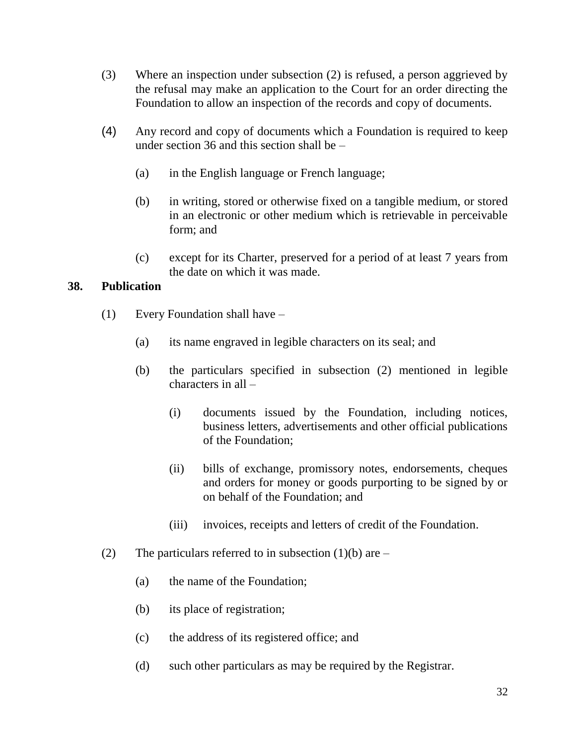(3) Where an inspection under subsection (2) is refused, a person aggrieved by the refusal may make an application to the Court for an order directing the Foundation to allow an inspection of the records and copy of documents.

(4) Any record and copy of documents which a Foundation is required to keep under section 36 and this section shall be –

(a) in the English language or French language;

(b) in writing, stored or otherwise fixed on a tangible medium, or stored in an electronic or other medium which is retrievable in perceivable form; and

(c) except for its Charter, preserved for a period of at least 7 years from the date on which it was made.

**38. Publication**

(1) Every Foundation shall have –

(a) its name engraved in legible characters on its seal; and

(b) the particulars specified in subsection (2) mentioned in legible characters in all –

(i) documents issued by the Foundation, including notices, business letters, advertisements and other official publications of the Foundation;

(ii) bills of exchange, promissory notes, endorsements, cheques and orders for money or goods purporting to be signed by or on behalf of the Foundation; and

(iii) invoices, receipts and letters of credit of the Foundation.

(2) The particulars referred to in subsection (1)(b) are –

(a) the name of the Foundation;

(b) its place of registration;

(c) the address of its registered office; and

(d) such other particulars as may be required by the Registrar.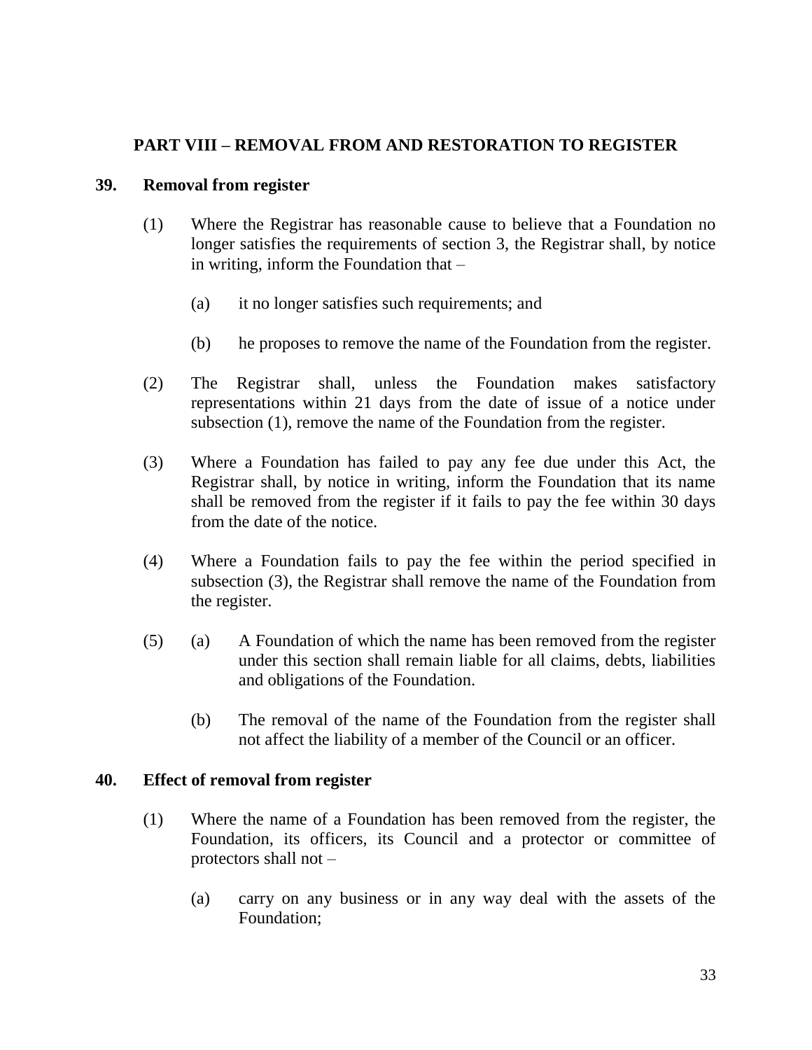## PART VIII – REMOVAL FROM AND RESTORATION TO REGISTER

### 39. Removal from register

(1) Where the Registrar has reasonable cause to believe that a Foundation no longer satisfies the requirements of section 3, the Registrar shall, by notice in writing, inform the Foundation that –

(a) it no longer satisfies such requirements; and

(b) he proposes to remove the name of the Foundation from the register.

(2) The Registrar shall, unless the Foundation makes satisfactory representations within 21 days from the date of issue of a notice under subsection (1), remove the name of the Foundation from the register.

(3) Where a Foundation has failed to pay any fee due under this Act, the Registrar shall, by notice in writing, inform the Foundation that its name shall be removed from the register if it fails to pay the fee within 30 days from the date of the notice.

(4) Where a Foundation fails to pay the fee within the period specified in subsection (3), the Registrar shall remove the name of the Foundation from the register.

(5) (a) A Foundation of which the name has been removed from the register under this section shall remain liable for all claims, debts, liabilities and obligations of the Foundation.

(b) The removal of the name of the Foundation from the register shall not affect the liability of a member of the Council or an officer.

### 40. Effect of removal from register

(1) Where the name of a Foundation has been removed from the register, the Foundation, its officers, its Council and a protector or committee of protectors shall not –

(a) carry on any business or in any way deal with the assets of the Foundation;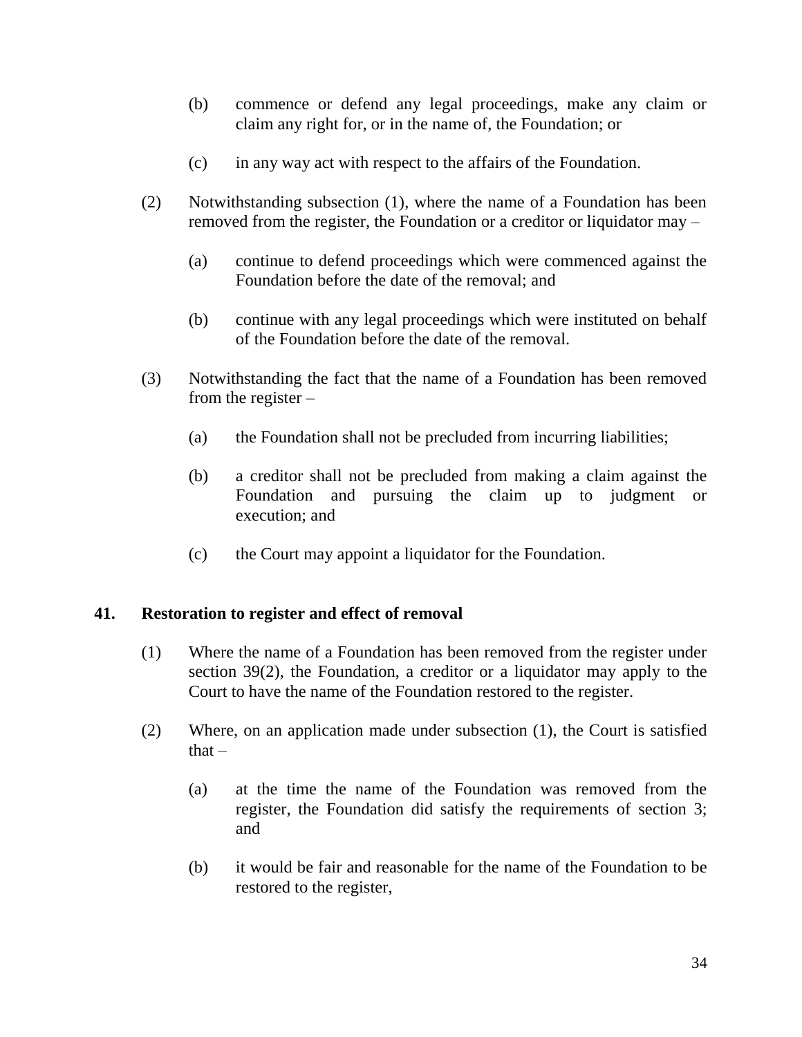(b) commence or defend any legal proceedings, make any claim or claim any right for, or in the name of, the Foundation; or

(c) in any way act with respect to the affairs of the Foundation.

(2) Notwithstanding subsection (1), where the name of a Foundation has been removed from the register, the Foundation or a creditor or liquidator may –

(a) continue to defend proceedings which were commenced against the Foundation before the date of the removal; and

(b) continue with any legal proceedings which were instituted on behalf of the Foundation before the date of the removal.

(3) Notwithstanding the fact that the name of a Foundation has been removed from the register –

(a) the Foundation shall not be precluded from incurring liabilities;

(b) a creditor shall not be precluded from making a claim against the Foundation and pursuing the claim up to judgment or execution; and

(c) the Court may appoint a liquidator for the Foundation.

**41. Restoration to register and effect of removal**

(1) Where the name of a Foundation has been removed from the register under section 39(2), the Foundation, a creditor or a liquidator may apply to the Court to have the name of the Foundation restored to the register.

(2) Where, on an application made under subsection (1), the Court is satisfied that –

(a) at the time the name of the Foundation was removed from the register, the Foundation did satisfy the requirements of section 3; and

(b) it would be fair and reasonable for the name of the Foundation to be restored to the register,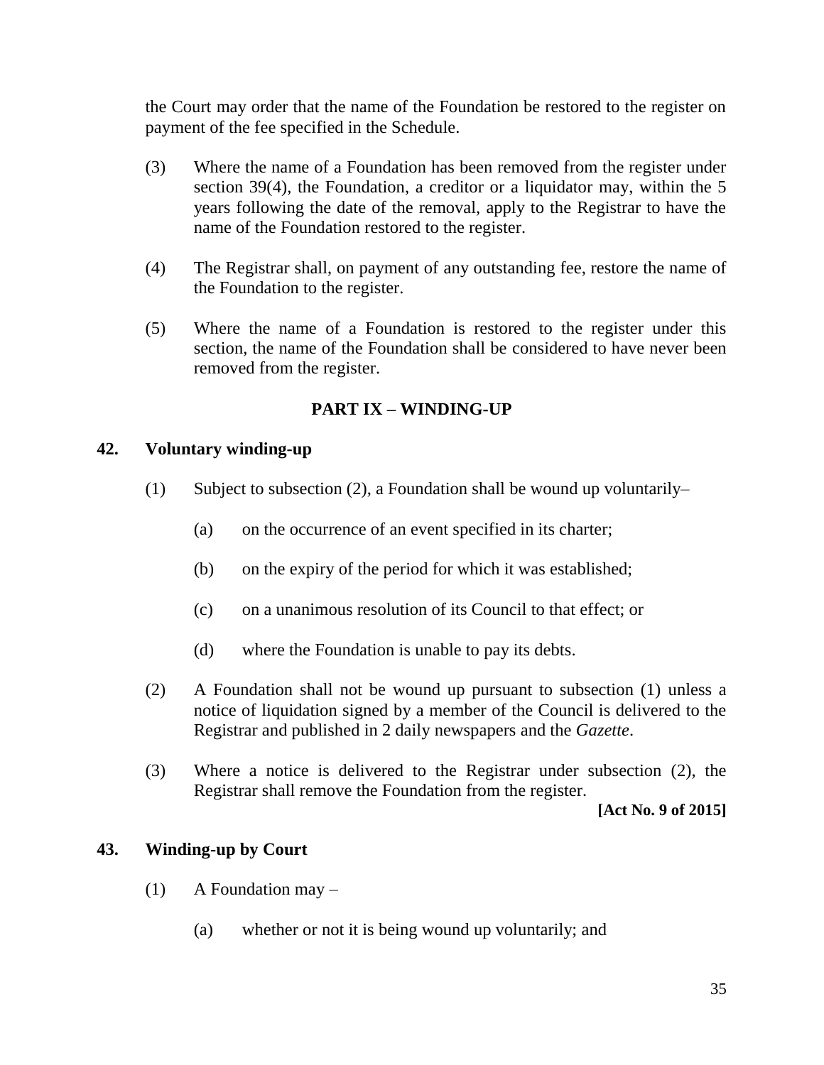the Court may order that the name of the Foundation be restored to the register on payment of the fee specified in the Schedule.

(3) Where the name of a Foundation has been removed from the register under section 39(4), the Foundation, a creditor or a liquidator may, within the 5 years following the date of the removal, apply to the Registrar to have the name of the Foundation restored to the register.

(4) The Registrar shall, on payment of any outstanding fee, restore the name of the Foundation to the register.

(5) Where the name of a Foundation is restored to the register under this section, the name of the Foundation shall be considered to have never been removed from the register.

## PART IX – WINDING-UP

### 42. Voluntary winding-up

(1) Subject to subsection (2), a Foundation shall be wound up voluntarily–

(a) on the occurrence of an event specified in its charter;

(b) on the expiry of the period for which it was established;

(c) on a unanimous resolution of its Council to that effect; or

(d) where the Foundation is unable to pay its debts.

(2) A Foundation shall not be wound up pursuant to subsection (1) unless a notice of liquidation signed by a member of the Council is delivered to the Registrar and published in 2 daily newspapers and the *Gazette*.

(3) Where a notice is delivered to the Registrar under subsection (2), the Registrar shall remove the Foundation from the register.

**[Act No. 9 of 2015]**

### 43. Winding-up by Court

(1) A Foundation may –

(a) whether or not it is being wound up voluntarily; and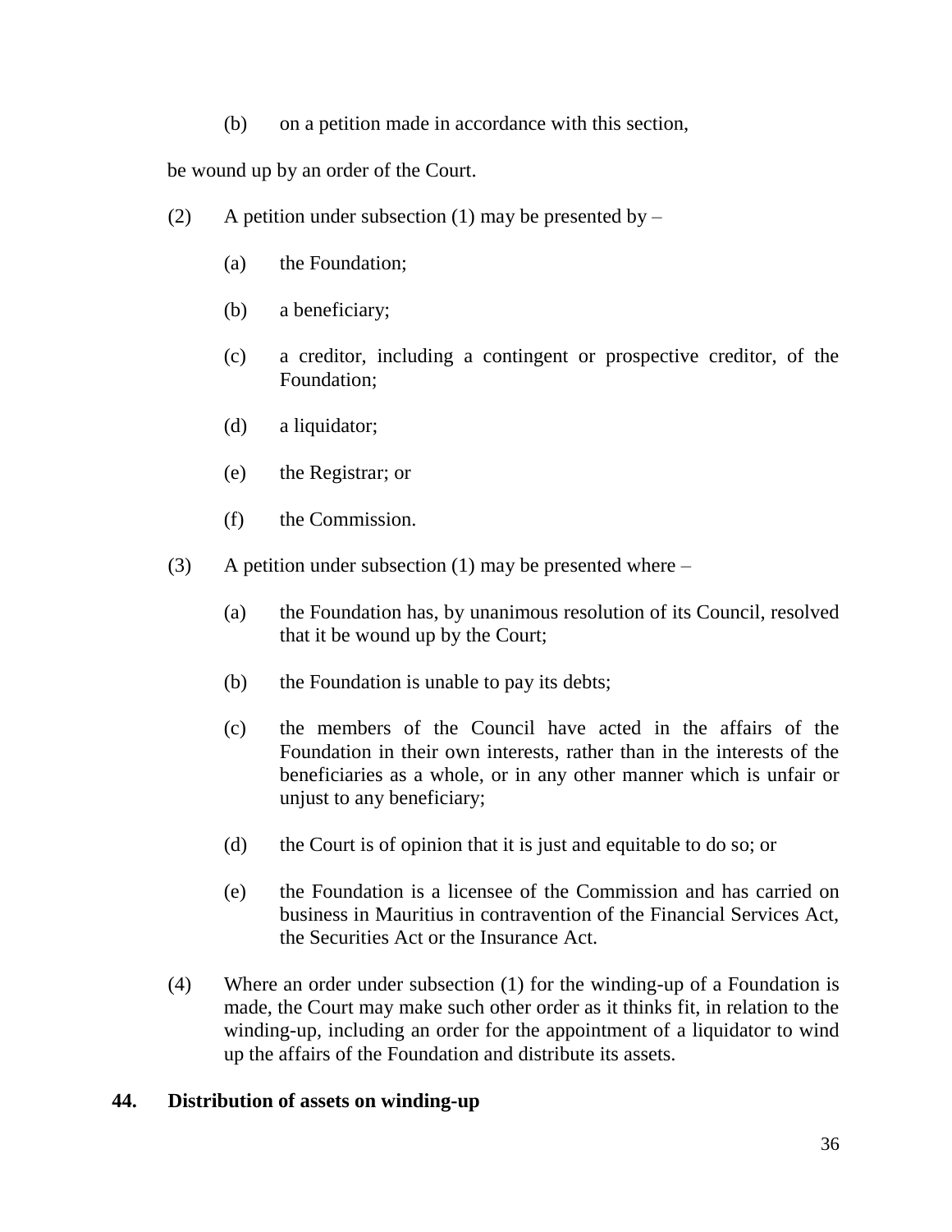(b) on a petition made in accordance with this section,

be wound up by an order of the Court.

(2) A petition under subsection (1) may be presented by –

(a) the Foundation;

(b) a beneficiary;

(c) a creditor, including a contingent or prospective creditor, of the Foundation;

(d) a liquidator;

(e) the Registrar; or

(f) the Commission.

(3) A petition under subsection (1) may be presented where –

(a) the Foundation has, by unanimous resolution of its Council, resolved that it be wound up by the Court;

(b) the Foundation is unable to pay its debts;

(c) the members of the Council have acted in the affairs of the Foundation in their own interests, rather than in the interests of the beneficiaries as a whole, or in any other manner which is unfair or unjust to any beneficiary;

(d) the Court is of opinion that it is just and equitable to do so; or

(e) the Foundation is a licensee of the Commission and has carried on business in Mauritius in contravention of the Financial Services Act, the Securities Act or the Insurance Act.

(4) Where an order under subsection (1) for the winding-up of a Foundation is made, the Court may make such other order as it thinks fit, in relation to the winding-up, including an order for the appointment of a liquidator to wind up the affairs of the Foundation and distribute its assets.

**44. Distribution of assets on winding-up**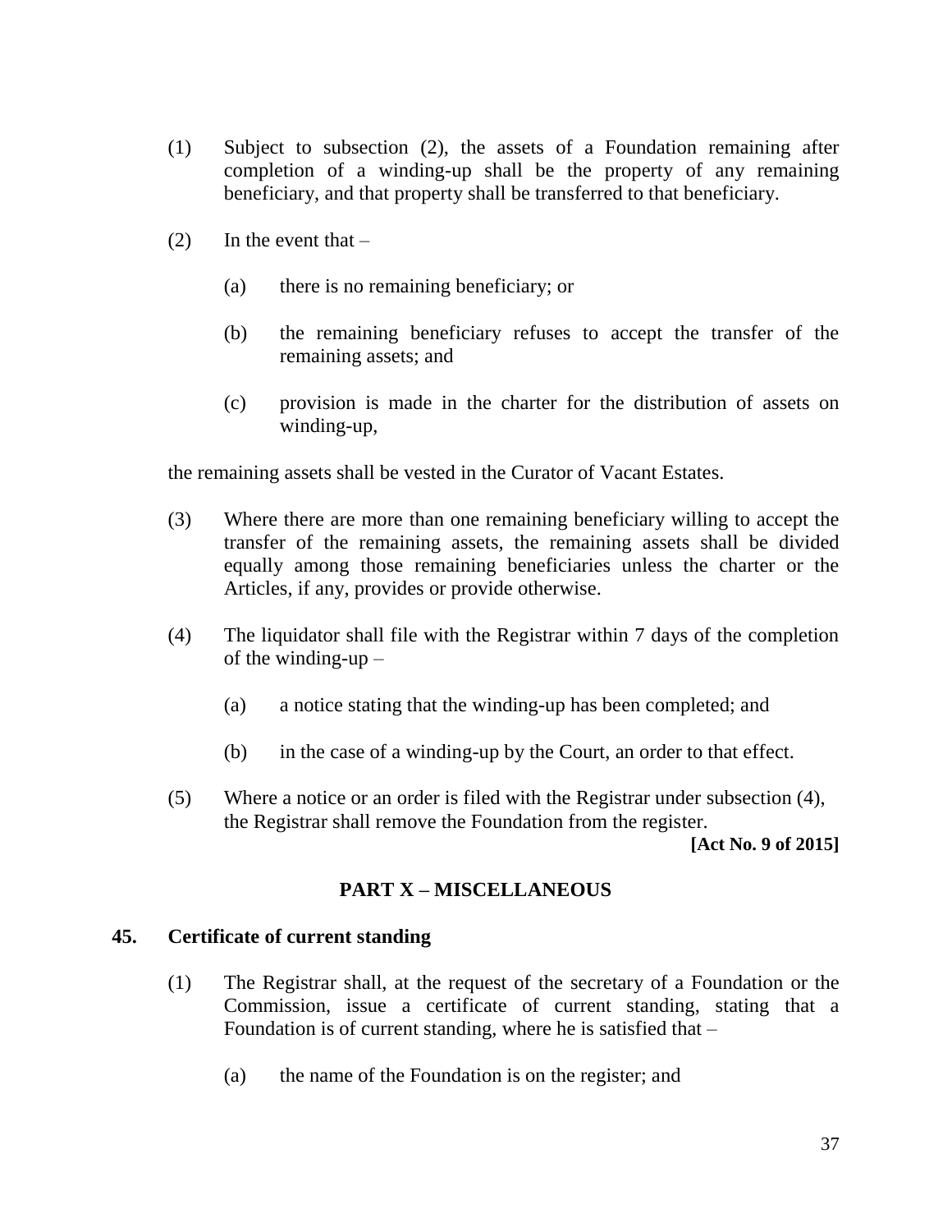(1) Subject to subsection (2), the assets of a Foundation remaining after completion of a winding-up shall be the property of any remaining beneficiary, and that property shall be transferred to that beneficiary.

(2) In the event that –

  (a) there is no remaining beneficiary; or

  (b) the remaining beneficiary refuses to accept the transfer of the remaining assets; and

  (c) provision is made in the charter for the distribution of assets on winding-up,

the remaining assets shall be vested in the Curator of Vacant Estates.

(3) Where there are more than one remaining beneficiary willing to accept the transfer of the remaining assets, the remaining assets shall be divided equally among those remaining beneficiaries unless the charter or the Articles, if any, provides or provide otherwise.

(4) The liquidator shall file with the Registrar within 7 days of the completion of the winding-up –

  (a) a notice stating that the winding-up has been completed; and

  (b) in the case of a winding-up by the Court, an order to that effect.

(5) Where a notice or an order is filed with the Registrar under subsection (4), the Registrar shall remove the Foundation from the register.

**[Act No. 9 of 2015]**

## PART X – MISCELLANEOUS

### 45. Certificate of current standing

(1) The Registrar shall, at the request of the secretary of a Foundation or the Commission, issue a certificate of current standing, stating that a Foundation is of current standing, where he is satisfied that –

  (a) the name of the Foundation is on the register; and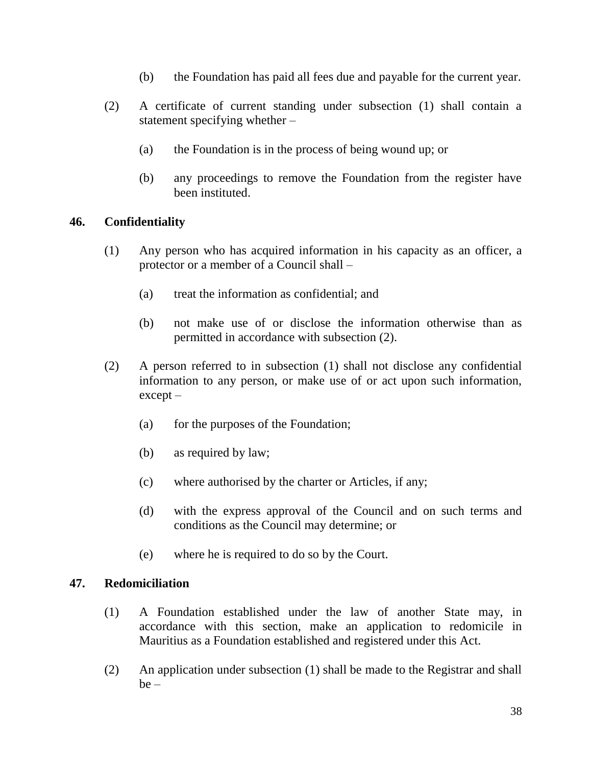(b) the Foundation has paid all fees due and payable for the current year.

(2) A certificate of current standing under subsection (1) shall contain a statement specifying whether –

(a) the Foundation is in the process of being wound up; or

(b) any proceedings to remove the Foundation from the register have been instituted.

**46. Confidentiality**

(1) Any person who has acquired information in his capacity as an officer, a protector or a member of a Council shall –

(a) treat the information as confidential; and

(b) not make use of or disclose the information otherwise than as permitted in accordance with subsection (2).

(2) A person referred to in subsection (1) shall not disclose any confidential information to any person, or make use of or act upon such information, except –

(a) for the purposes of the Foundation;

(b) as required by law;

(c) where authorised by the charter or Articles, if any;

(d) with the express approval of the Council and on such terms and conditions as the Council may determine; or

(e) where he is required to do so by the Court.

**47. Redomiciliation**

(1) A Foundation established under the law of another State may, in accordance with this section, make an application to redomicile in Mauritius as a Foundation established and registered under this Act.

(2) An application under subsection (1) shall be made to the Registrar and shall be –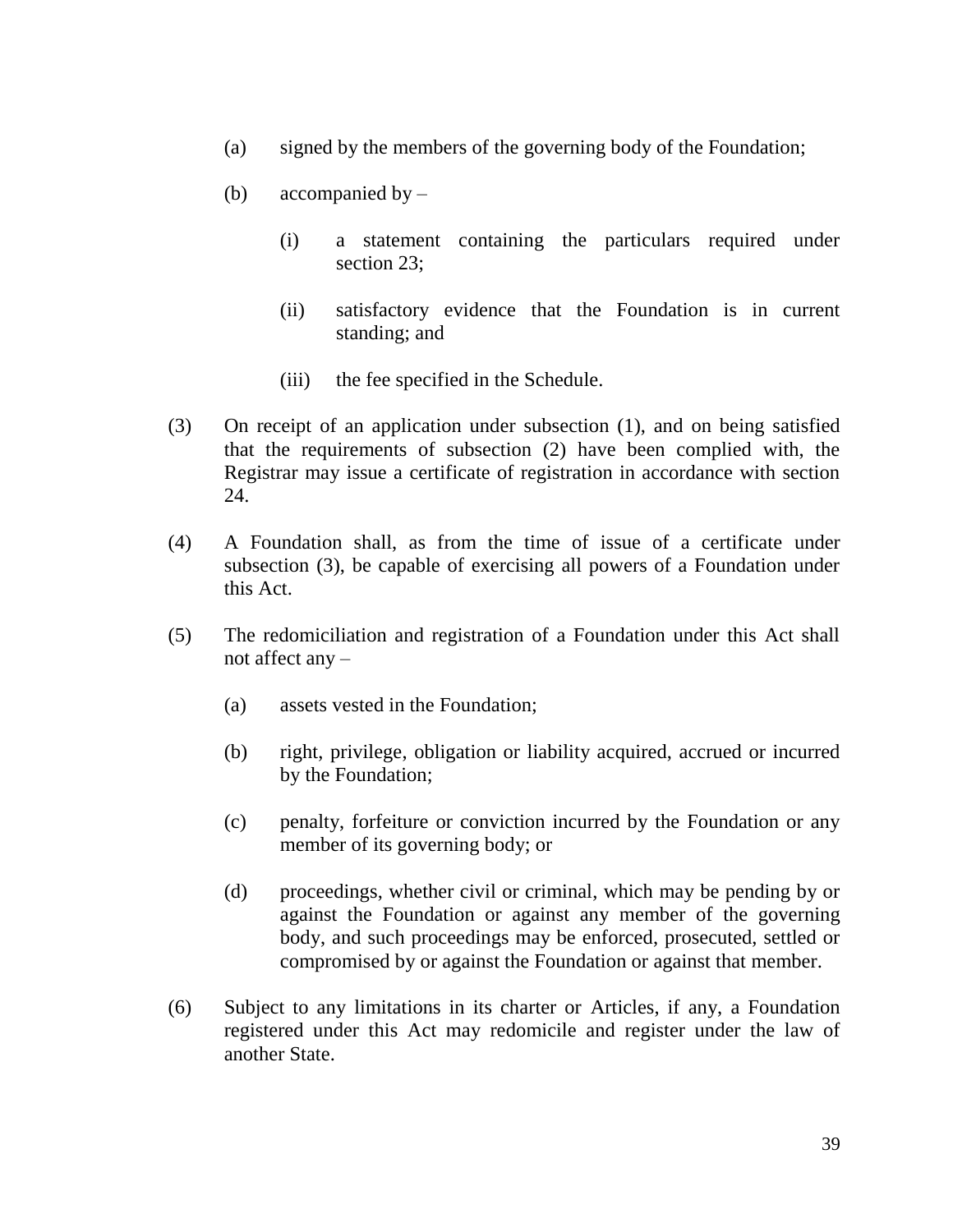(a) signed by the members of the governing body of the Foundation;

(b) accompanied by –

   (i) a statement containing the particulars required under section 23;

   (ii) satisfactory evidence that the Foundation is in current standing; and

   (iii) the fee specified in the Schedule.

(3) On receipt of an application under subsection (1), and on being satisfied that the requirements of subsection (2) have been complied with, the Registrar may issue a certificate of registration in accordance with section 24.

(4) A Foundation shall, as from the time of issue of a certificate under subsection (3), be capable of exercising all powers of a Foundation under this Act.

(5) The redomiciliation and registration of a Foundation under this Act shall not affect any –

   (a) assets vested in the Foundation;

   (b) right, privilege, obligation or liability acquired, accrued or incurred by the Foundation;

   (c) penalty, forfeiture or conviction incurred by the Foundation or any member of its governing body; or

   (d) proceedings, whether civil or criminal, which may be pending by or against the Foundation or against any member of the governing body, and such proceedings may be enforced, prosecuted, settled or compromised by or against the Foundation or against that member.

(6) Subject to any limitations in its charter or Articles, if any, a Foundation registered under this Act may redomicile and register under the law of another State.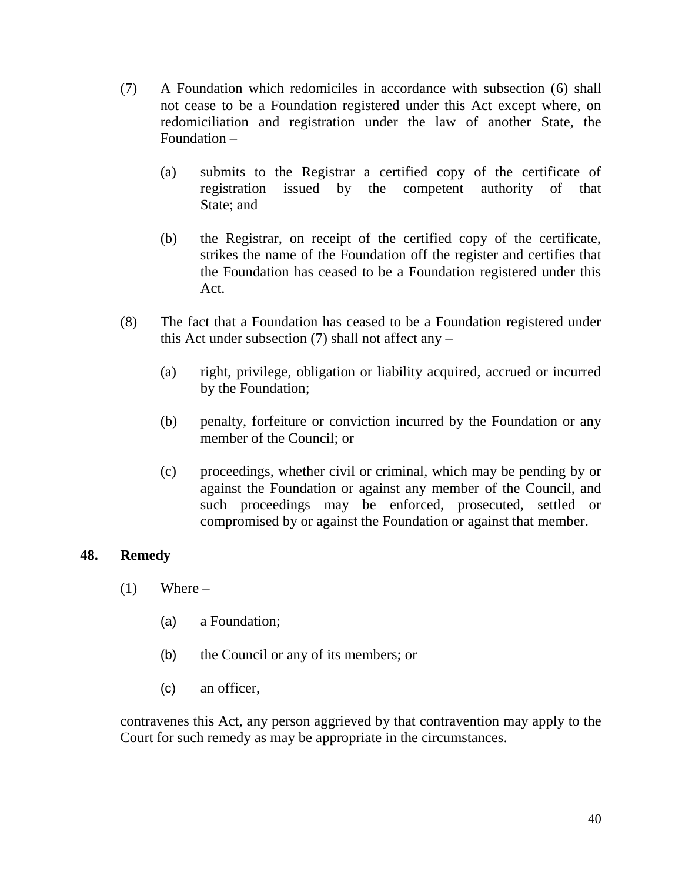(7) A Foundation which redomiciles in accordance with subsection (6) shall not cease to be a Foundation registered under this Act except where, on redomiciliation and registration under the law of another State, the Foundation –

(a) submits to the Registrar a certified copy of the certificate of registration issued by the competent authority of that State; and

(b) the Registrar, on receipt of the certified copy of the certificate, strikes the name of the Foundation off the register and certifies that the Foundation has ceased to be a Foundation registered under this Act.

(8) The fact that a Foundation has ceased to be a Foundation registered under this Act under subsection (7) shall not affect any –

(a) right, privilege, obligation or liability acquired, accrued or incurred by the Foundation;

(b) penalty, forfeiture or conviction incurred by the Foundation or any member of the Council; or

(c) proceedings, whether civil or criminal, which may be pending by or against the Foundation or against any member of the Council, and such proceedings may be enforced, prosecuted, settled or compromised by or against the Foundation or against that member.

## 48. Remedy

(1) Where –

(a) a Foundation;

(b) the Council or any of its members; or

(c) an officer,

contravenes this Act, any person aggrieved by that contravention may apply to the Court for such remedy as may be appropriate in the circumstances.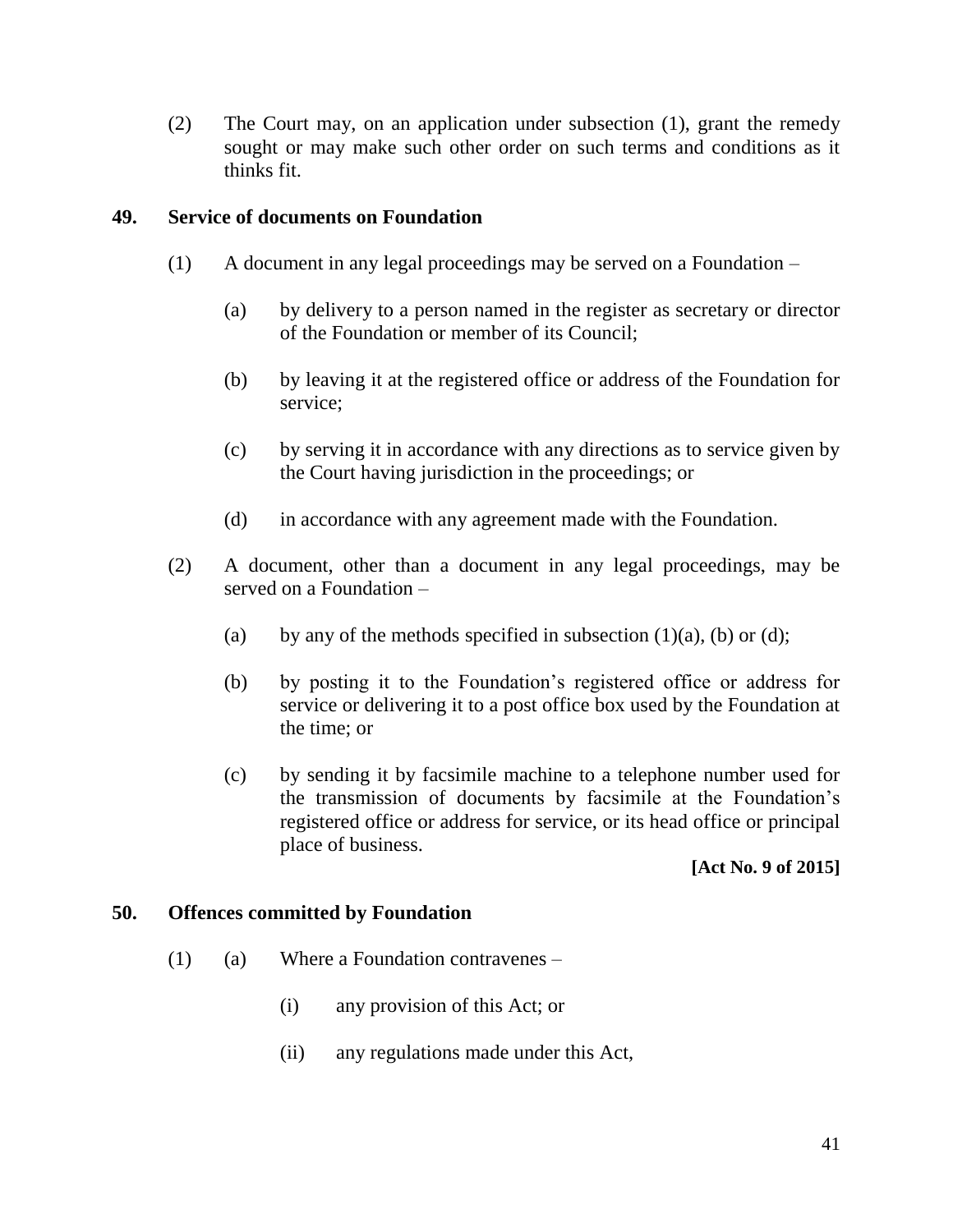(2) The Court may, on an application under subsection (1), grant the remedy sought or may make such other order on such terms and conditions as it thinks fit.

### 49. Service of documents on Foundation

(1) A document in any legal proceedings may be served on a Foundation –

(a) by delivery to a person named in the register as secretary or director of the Foundation or member of its Council;

(b) by leaving it at the registered office or address of the Foundation for service;

(c) by serving it in accordance with any directions as to service given by the Court having jurisdiction in the proceedings; or

(d) in accordance with any agreement made with the Foundation.

(2) A document, other than a document in any legal proceedings, may be served on a Foundation –

(a) by any of the methods specified in subsection (1)(a), (b) or (d);

(b) by posting it to the Foundation's registered office or address for service or delivering it to a post office box used by the Foundation at the time; or

(c) by sending it by facsimile machine to a telephone number used for the transmission of documents by facsimile at the Foundation's registered office or address for service, or its head office or principal place of business.

**[Act No. 9 of 2015]**

### 50. Offences committed by Foundation

(1) (a) Where a Foundation contravenes –

(i) any provision of this Act; or

(ii) any regulations made under this Act,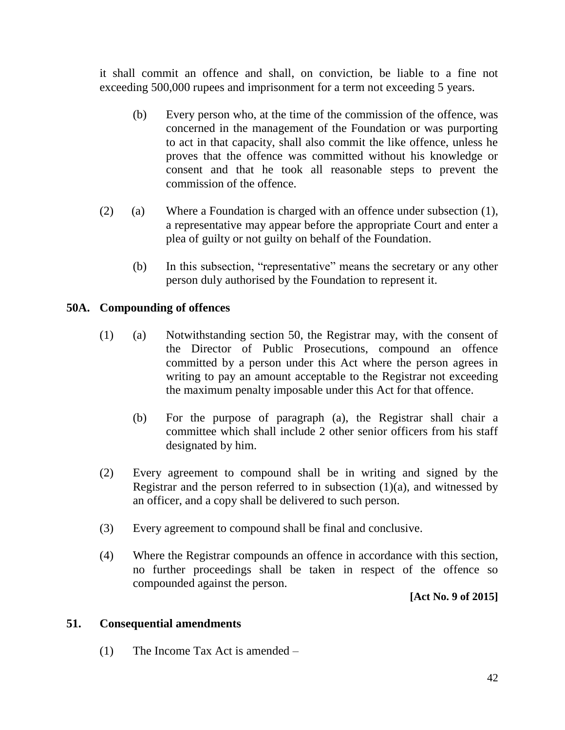it shall commit an offence and shall, on conviction, be liable to a fine not exceeding 500,000 rupees and imprisonment for a term not exceeding 5 years.

(b) Every person who, at the time of the commission of the offence, was concerned in the management of the Foundation or was purporting to act in that capacity, shall also commit the like offence, unless he proves that the offence was committed without his knowledge or consent and that he took all reasonable steps to prevent the commission of the offence.

(2) (a) Where a Foundation is charged with an offence under subsection (1), a representative may appear before the appropriate Court and enter a plea of guilty or not guilty on behalf of the Foundation.

(b) In this subsection, "representative" means the secretary or any other person duly authorised by the Foundation to represent it.

**50A. Compounding of offences**

(1) (a) Notwithstanding section 50, the Registrar may, with the consent of the Director of Public Prosecutions, compound an offence committed by a person under this Act where the person agrees in writing to pay an amount acceptable to the Registrar not exceeding the maximum penalty imposable under this Act for that offence.

(b) For the purpose of paragraph (a), the Registrar shall chair a committee which shall include 2 other senior officers from his staff designated by him.

(2) Every agreement to compound shall be in writing and signed by the Registrar and the person referred to in subsection (1)(a), and witnessed by an officer, and a copy shall be delivered to such person.

(3) Every agreement to compound shall be final and conclusive.

(4) Where the Registrar compounds an offence in accordance with this section, no further proceedings shall be taken in respect of the offence so compounded against the person.

**[Act No. 9 of 2015]**

**51. Consequential amendments**

(1) The Income Tax Act is amended –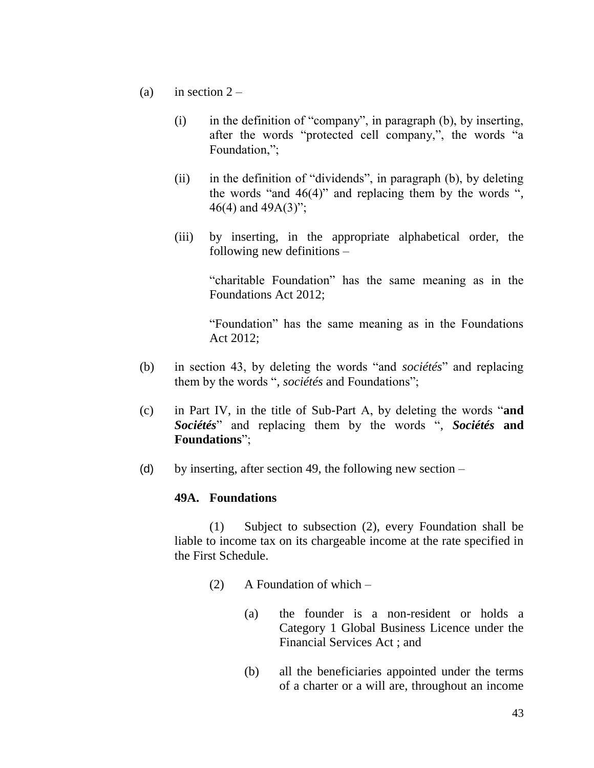(a) in section 2 –

(i) in the definition of "company", in paragraph (b), by inserting, after the words "protected cell company,", the words "a Foundation,";

(ii) in the definition of "dividends", in paragraph (b), by deleting the words "and 46(4)" and replacing them by the words ", 46(4) and 49A(3)";

(iii) by inserting, in the appropriate alphabetical order, the following new definitions –

"charitable Foundation" has the same meaning as in the Foundations Act 2012;

"Foundation" has the same meaning as in the Foundations Act 2012;

(b) in section 43, by deleting the words "and *sociétés*" and replacing them by the words ", *sociétés* and Foundations";

(c) in Part IV, in the title of Sub-Part A, by deleting the words "**and *Sociétés***" and replacing them by the words "**, *Sociétés* and Foundations**";

(d) by inserting, after section 49, the following new section –

**49A. Foundations**

(1) Subject to subsection (2), every Foundation shall be liable to income tax on its chargeable income at the rate specified in the First Schedule.

(2) A Foundation of which –

(a) the founder is a non-resident or holds a Category 1 Global Business Licence under the Financial Services Act ; and

(b) all the beneficiaries appointed under the terms of a charter or a will are, throughout an income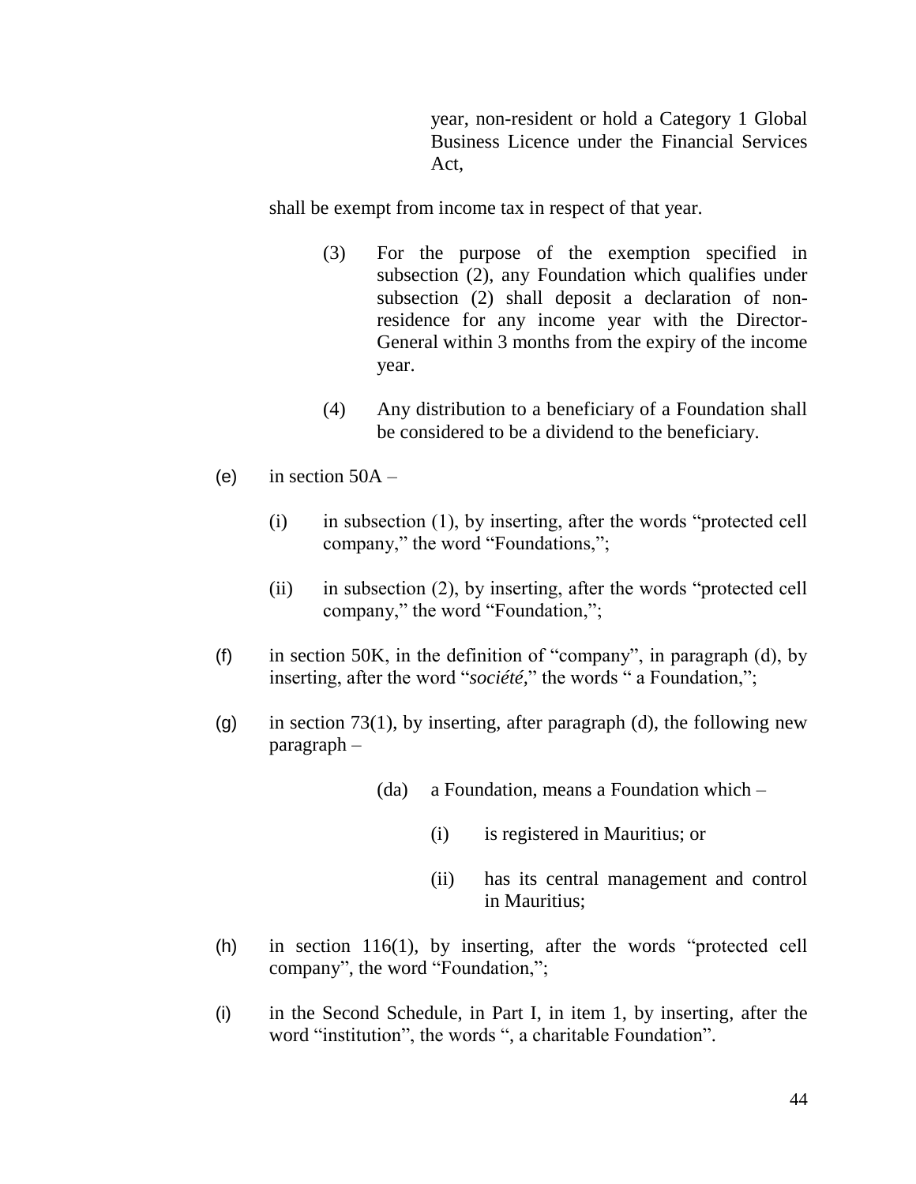year, non-resident or hold a Category 1 Global Business Licence under the Financial Services Act,

shall be exempt from income tax in respect of that year.

(3) For the purpose of the exemption specified in subsection (2), any Foundation which qualifies under subsection (2) shall deposit a declaration of non-residence for any income year with the Director-General within 3 months from the expiry of the income year.

(4) Any distribution to a beneficiary of a Foundation shall be considered to be a dividend to the beneficiary.

(e) in section 50A –

(i) in subsection (1), by inserting, after the words "protected cell company," the word "Foundations,";

(ii) in subsection (2), by inserting, after the words "protected cell company," the word "Foundation,";

(f) in section 50K, in the definition of "company", in paragraph (d), by inserting, after the word "*société*," the words " a Foundation,";

(g) in section 73(1), by inserting, after paragraph (d), the following new paragraph –

(da) a Foundation, means a Foundation which –

(i) is registered in Mauritius; or

(ii) has its central management and control in Mauritius;

(h) in section 116(1), by inserting, after the words "protected cell company", the word "Foundation,";

(i) in the Second Schedule, in Part I, in item 1, by inserting, after the word "institution", the words ", a charitable Foundation".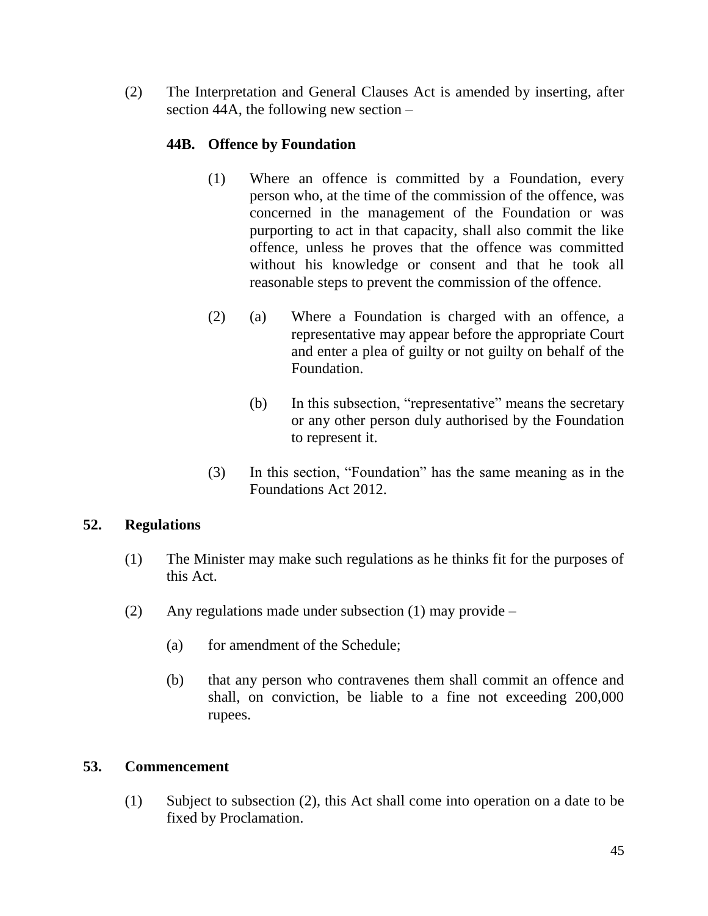(2) The Interpretation and General Clauses Act is amended by inserting, after section 44A, the following new section –

**44B. Offence by Foundation**

(1) Where an offence is committed by a Foundation, every person who, at the time of the commission of the offence, was concerned in the management of the Foundation or was purporting to act in that capacity, shall also commit the like offence, unless he proves that the offence was committed without his knowledge or consent and that he took all reasonable steps to prevent the commission of the offence.

(2) (a) Where a Foundation is charged with an offence, a representative may appear before the appropriate Court and enter a plea of guilty or not guilty on behalf of the Foundation.

(b) In this subsection, "representative" means the secretary or any other person duly authorised by the Foundation to represent it.

(3) In this section, "Foundation" has the same meaning as in the Foundations Act 2012.

## 52. Regulations

(1) The Minister may make such regulations as he thinks fit for the purposes of this Act.

(2) Any regulations made under subsection (1) may provide –

(a) for amendment of the Schedule;

(b) that any person who contravenes them shall commit an offence and shall, on conviction, be liable to a fine not exceeding 200,000 rupees.

## 53. Commencement

(1) Subject to subsection (2), this Act shall come into operation on a date to be fixed by Proclamation.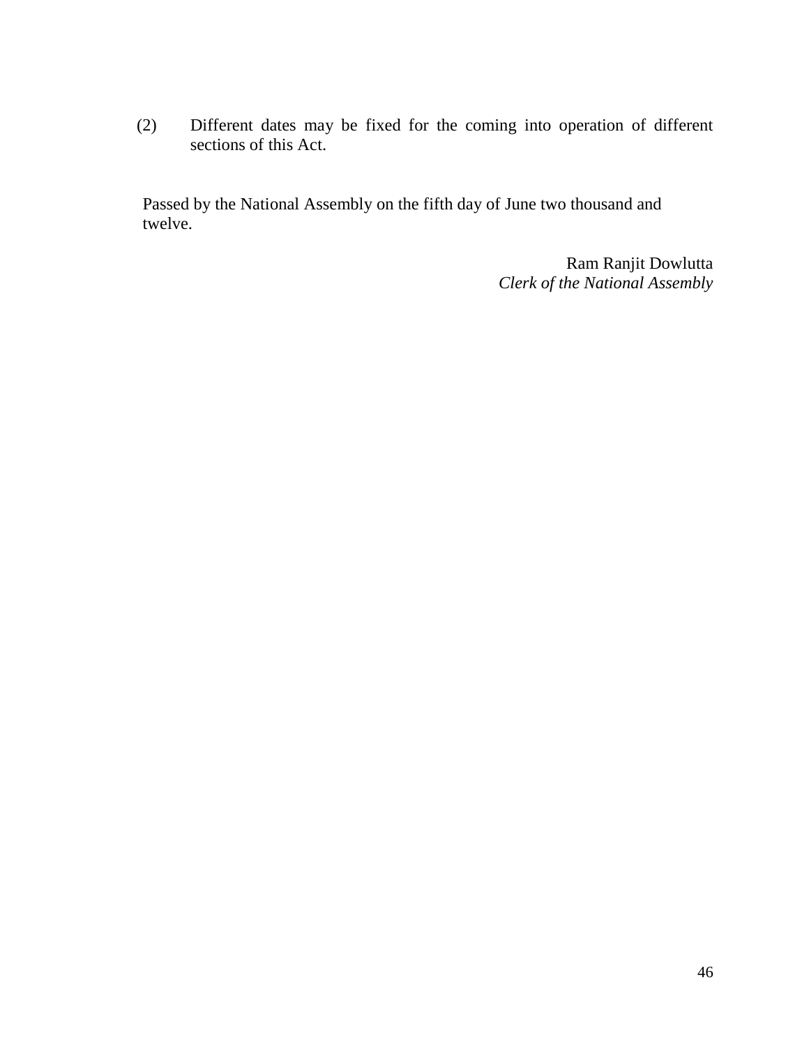(2) Different dates may be fixed for the coming into operation of different sections of this Act.

Passed by the National Assembly on the fifth day of June two thousand and twelve.

Ram Ranjit Dowlutta  
*Clerk of the National Assembly*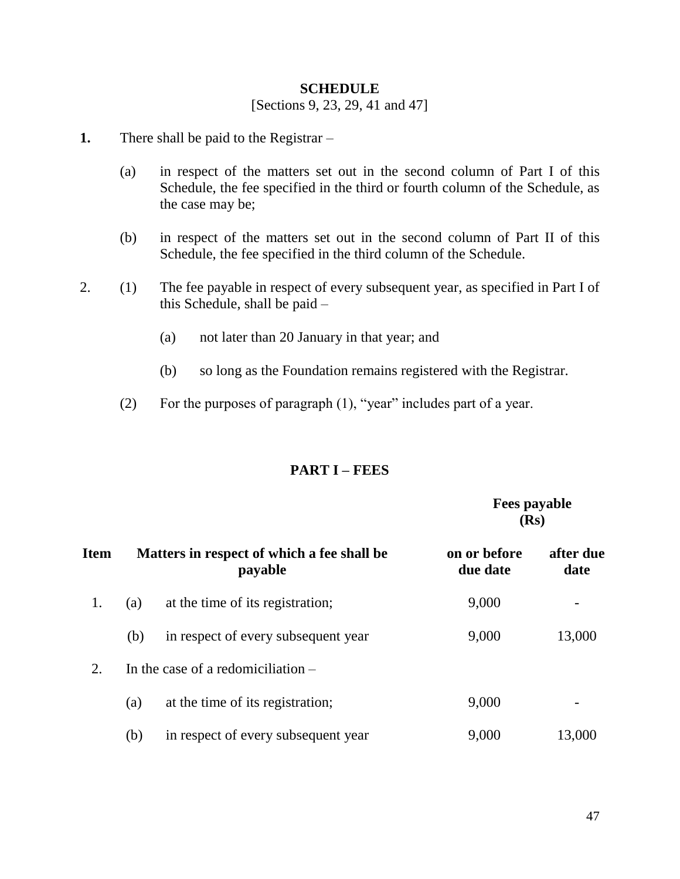## SCHEDULE

[Sections 9, 23, 29, 41 and 47]

**1.** There shall be paid to the Registrar –

(a) in respect of the matters set out in the second column of Part I of this Schedule, the fee specified in the third or fourth column of the Schedule, as the case may be;

(b) in respect of the matters set out in the second column of Part II of this Schedule, the fee specified in the third column of the Schedule.

2. (1) The fee payable in respect of every subsequent year, as specified in Part I of this Schedule, shall be paid –

(a) not later than 20 January in that year; and

(b) so long as the Foundation remains registered with the Registrar.

(2) For the purposes of paragraph (1), "year" includes part of a year.

## PART I – FEES

| **Item** | **Matters in respect of which a fee shall be payable** | **Fees payable (Rs)** | |
|---|---|---|---|
| | | **on or before due date** | **after due date** |
| 1. | (a) at the time of its registration; | 9,000 | - |
| | (b) in respect of every subsequent year | 9,000 | 13,000 |
| 2. | In the case of a redomiciliation – | | |
| | (a) at the time of its registration; | 9,000 | - |
| | (b) in respect of every subsequent year | 9,000 | 13,000 |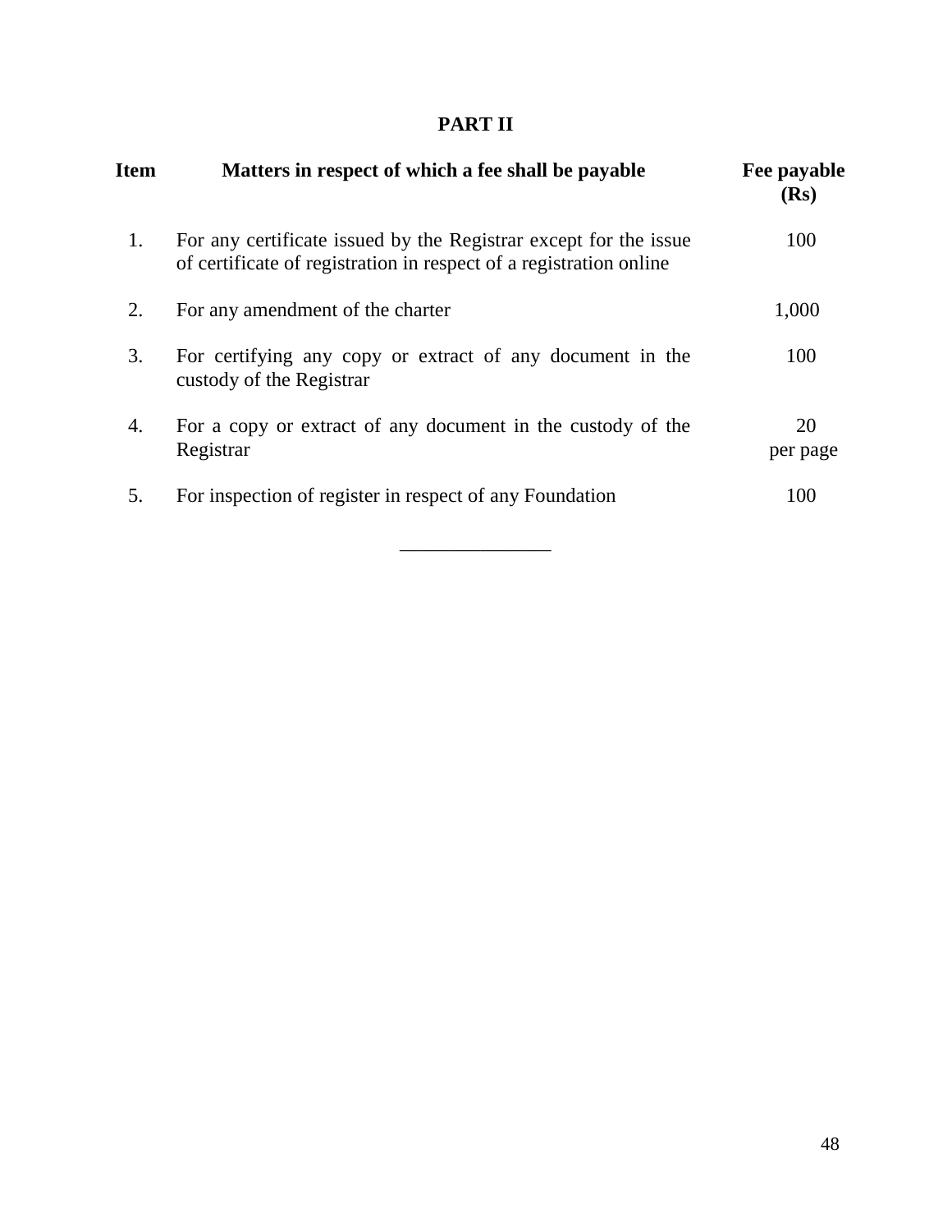## PART II

| Item | Matters in respect of which a fee shall be payable | Fee payable (Rs) |
|---|---|---|
| 1. | For any certificate issued by the Registrar except for the issue of certificate of registration in respect of a registration online | 100 |
| 2. | For any amendment of the charter | 1,000 |
| 3. | For certifying any copy or extract of any document in the custody of the Registrar | 100 |
| 4. | For a copy or extract of any document in the custody of the Registrar | 20 per page |
| 5. | For inspection of register in respect of any Foundation | 100 |

---